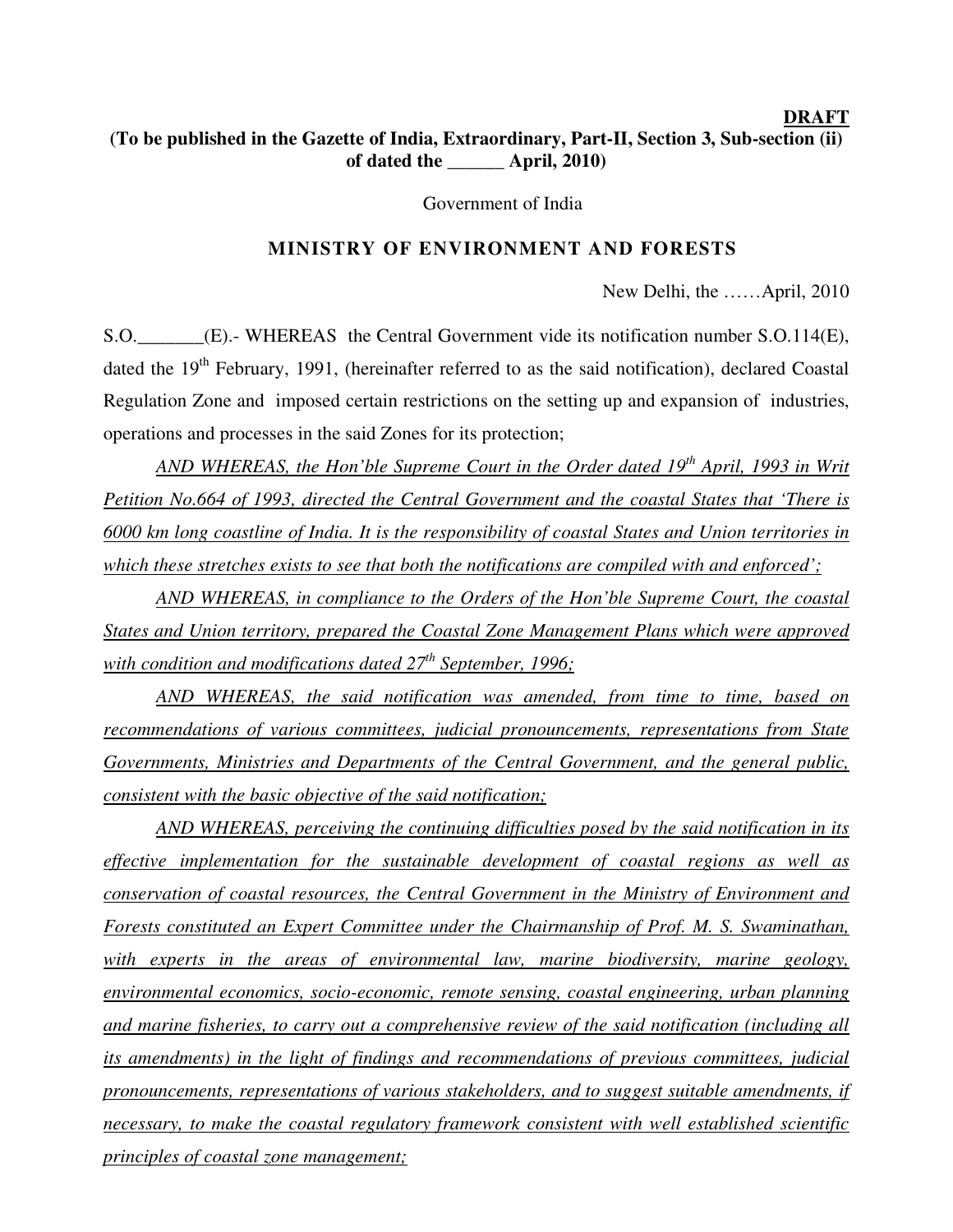**DRAFT**

**(To be published in the Gazette of India, Extraordinary, Part-II, Section 3, Sub-section (ii) of dated the ______ April, 2010)**

Government of India

## MINISTRY OF ENVIRONMENT AND FORESTS

New Delhi, the ……April, 2010

S.O._______(E).- WHEREAS the Central Government vide its notification number S.O.114(E), dated the 19th February, 1991, (hereinafter referred to as the said notification), declared Coastal Regulation Zone and imposed certain restrictions on the setting up and expansion of industries, operations and processes in the said Zones for its protection;

*AND WHEREAS, the Hon'ble Supreme Court in the Order dated 19th April, 1993 in Writ Petition No.664 of 1993, directed the Central Government and the coastal States that 'There is 6000 km long coastline of India. It is the responsibility of coastal States and Union territories in which these stretches exists to see that both the notifications are compiled with and enforced';*

*AND WHEREAS, in compliance to the Orders of the Hon'ble Supreme Court, the coastal States and Union territory, prepared the Coastal Zone Management Plans which were approved with condition and modifications dated 27th September, 1996;*

*AND WHEREAS, the said notification was amended, from time to time, based on recommendations of various committees, judicial pronouncements, representations from State Governments, Ministries and Departments of the Central Government, and the general public, consistent with the basic objective of the said notification;*

*AND WHEREAS, perceiving the continuing difficulties posed by the said notification in its effective implementation for the sustainable development of coastal regions as well as conservation of coastal resources, the Central Government in the Ministry of Environment and Forests constituted an Expert Committee under the Chairmanship of Prof. M. S. Swaminathan, with experts in the areas of environmental law, marine biodiversity, marine geology, environmental economics, socio-economic, remote sensing, coastal engineering, urban planning and marine fisheries, to carry out a comprehensive review of the said notification (including all its amendments) in the light of findings and recommendations of previous committees, judicial pronouncements, representations of various stakeholders, and to suggest suitable amendments, if necessary, to make the coastal regulatory framework consistent with well established scientific principles of coastal zone management;*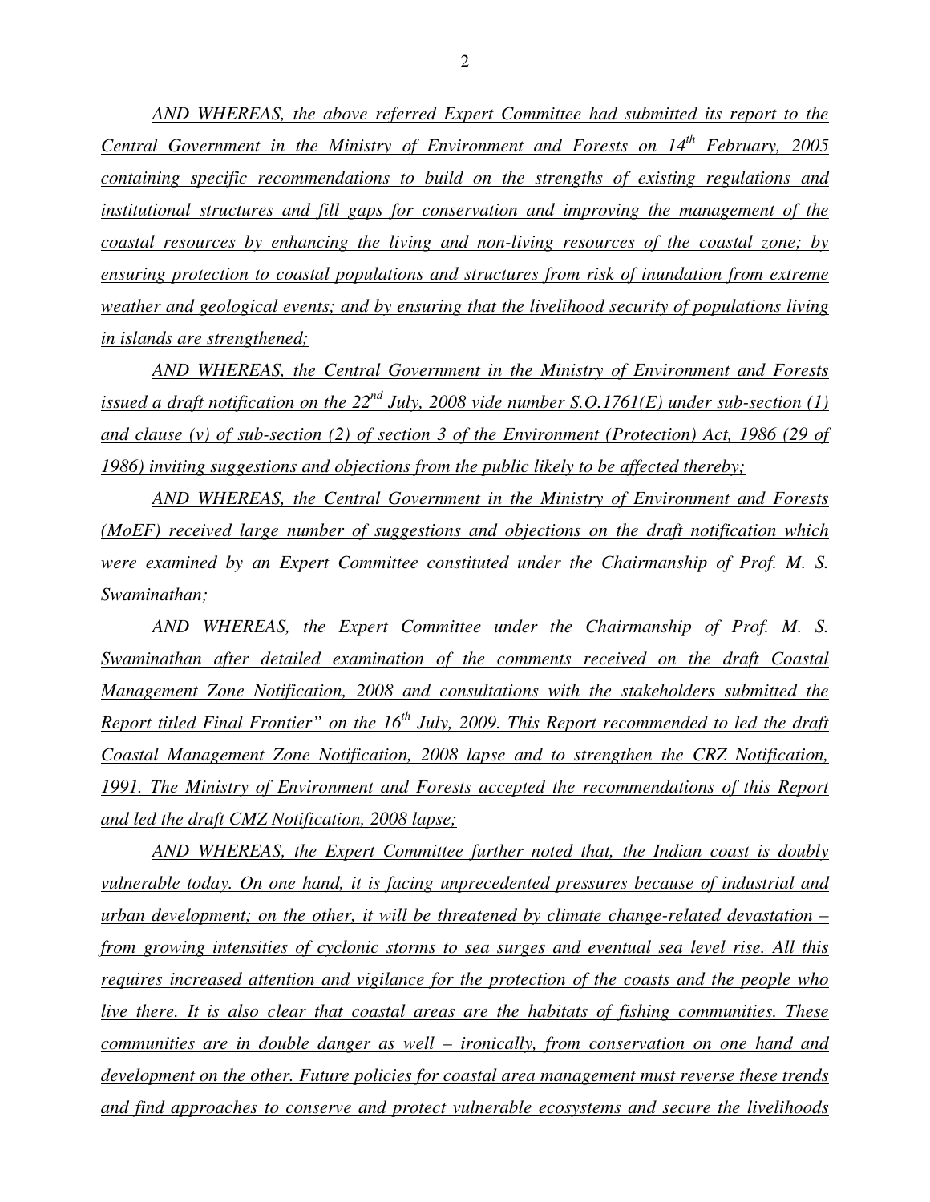*AND WHEREAS, the above referred Expert Committee had submitted its report to the Central Government in the Ministry of Environment and Forests on 14th February, 2005 containing specific recommendations to build on the strengths of existing regulations and institutional structures and fill gaps for conservation and improving the management of the coastal resources by enhancing the living and non-living resources of the coastal zone; by ensuring protection to coastal populations and structures from risk of inundation from extreme weather and geological events; and by ensuring that the livelihood security of populations living in islands are strengthened;*

*AND WHEREAS, the Central Government in the Ministry of Environment and Forests issued a draft notification on the 22nd July, 2008 vide number S.O.1761(E) under sub-section (1) and clause (v) of sub-section (2) of section 3 of the Environment (Protection) Act, 1986 (29 of 1986) inviting suggestions and objections from the public likely to be affected thereby;*

*AND WHEREAS, the Central Government in the Ministry of Environment and Forests (MoEF) received large number of suggestions and objections on the draft notification which were examined by an Expert Committee constituted under the Chairmanship of Prof. M. S. Swaminathan;*

*AND WHEREAS, the Expert Committee under the Chairmanship of Prof. M. S. Swaminathan after detailed examination of the comments received on the draft Coastal Management Zone Notification, 2008 and consultations with the stakeholders submitted the Report titled Final Frontier" on the 16th July, 2009. This Report recommended to led the draft Coastal Management Zone Notification, 2008 lapse and to strengthen the CRZ Notification, 1991. The Ministry of Environment and Forests accepted the recommendations of this Report and led the draft CMZ Notification, 2008 lapse;*

*AND WHEREAS, the Expert Committee further noted that, the Indian coast is doubly vulnerable today. On one hand, it is facing unprecedented pressures because of industrial and urban development; on the other, it will be threatened by climate change-related devastation – from growing intensities of cyclonic storms to sea surges and eventual sea level rise. All this requires increased attention and vigilance for the protection of the coasts and the people who live there. It is also clear that coastal areas are the habitats of fishing communities. These communities are in double danger as well – ironically, from conservation on one hand and development on the other. Future policies for coastal area management must reverse these trends and find approaches to conserve and protect vulnerable ecosystems and secure the livelihoods*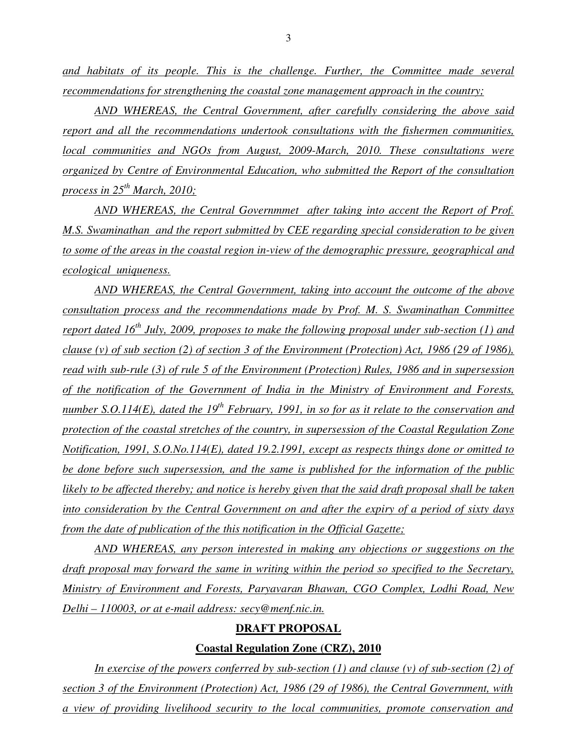*and habitats of its people. This is the challenge. Further, the Committee made several recommendations for strengthening the coastal zone management approach in the country;*

*AND WHEREAS, the Central Government, after carefully considering the above said report and all the recommendations undertook consultations with the fishermen communities, local communities and NGOs from August, 2009-March, 2010. These consultations were organized by Centre of Environmental Education, who submitted the Report of the consultation process in 25th March, 2010;*

*AND WHEREAS, the Central Governmmet after taking into accent the Report of Prof. M.S. Swaminathan and the report submitted by CEE regarding special consideration to be given to some of the areas in the coastal region in-view of the demographic pressure, geographical and ecological uniqueness.*

*AND WHEREAS, the Central Government, taking into account the outcome of the above consultation process and the recommendations made by Prof. M. S. Swaminathan Committee report dated 16th July, 2009, proposes to make the following proposal under sub-section (1) and clause (v) of sub section (2) of section 3 of the Environment (Protection) Act, 1986 (29 of 1986), read with sub-rule (3) of rule 5 of the Environment (Protection) Rules, 1986 and in supersession of the notification of the Government of India in the Ministry of Environment and Forests, number S.O.114(E), dated the 19th February, 1991, in so for as it relate to the conservation and protection of the coastal stretches of the country, in supersession of the Coastal Regulation Zone Notification, 1991, S.O.No.114(E), dated 19.2.1991, except as respects things done or omitted to be done before such supersession, and the same is published for the information of the public likely to be affected thereby; and notice is hereby given that the said draft proposal shall be taken into consideration by the Central Government on and after the expiry of a period of sixty days from the date of publication of the this notification in the Official Gazette;*

*AND WHEREAS, any person interested in making any objections or suggestions on the draft proposal may forward the same in writing within the period so specified to the Secretary, Ministry of Environment and Forests, Paryavaran Bhawan, CGO Complex, Lodhi Road, New Delhi – 110003, or at e-mail address: secy@menf.nic.in.*

## DRAFT PROPOSAL

## Coastal Regulation Zone (CRZ), 2010

*In exercise of the powers conferred by sub-section (1) and clause (v) of sub-section (2) of section 3 of the Environment (Protection) Act, 1986 (29 of 1986), the Central Government, with a view of providing livelihood security to the local communities, promote conservation and*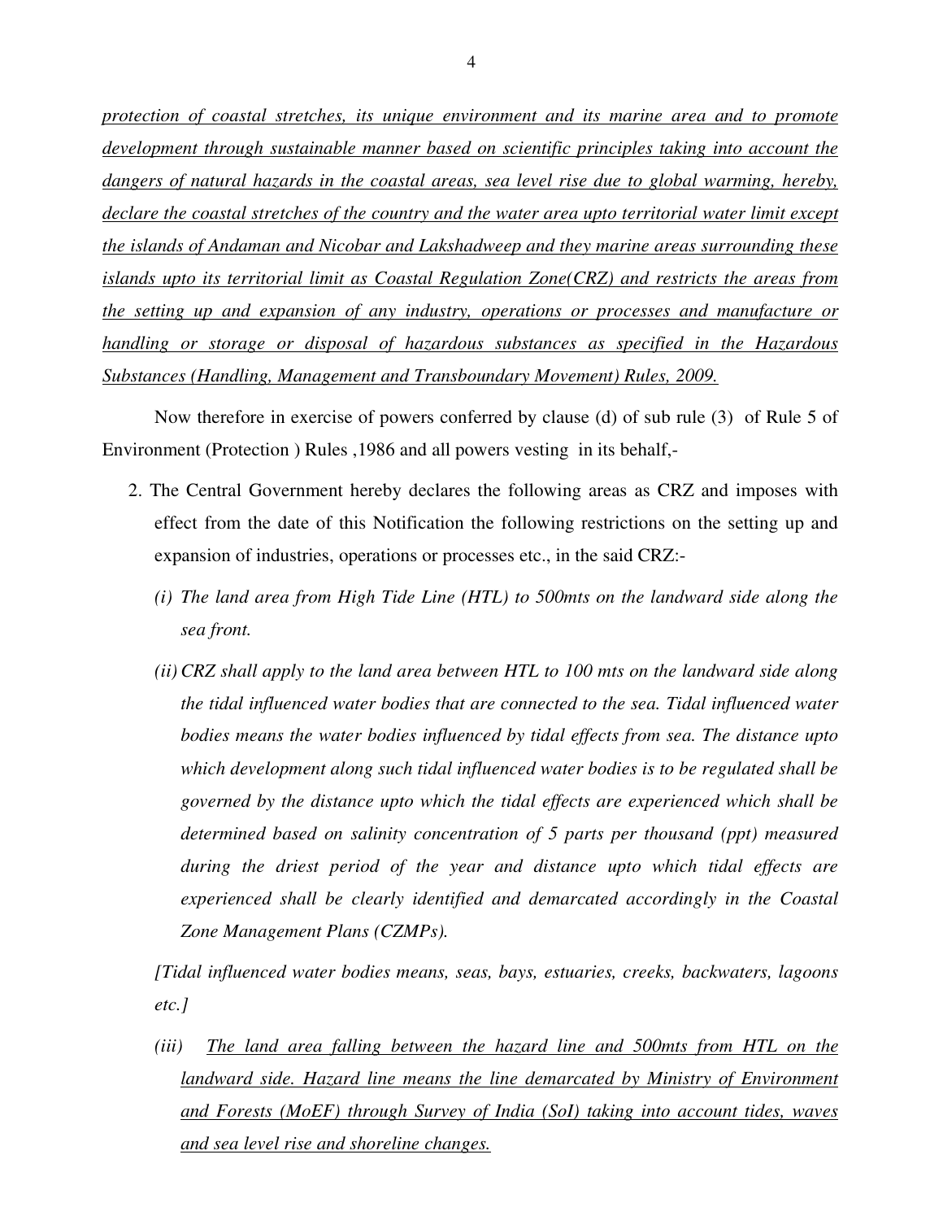*protection of coastal stretches, its unique environment and its marine area and to promote development through sustainable manner based on scientific principles taking into account the dangers of natural hazards in the coastal areas, sea level rise due to global warming, hereby, declare the coastal stretches of the country and the water area upto territorial water limit except the islands of Andaman and Nicobar and Lakshadweep and they marine areas surrounding these islands upto its territorial limit as Coastal Regulation Zone(CRZ) and restricts the areas from the setting up and expansion of any industry, operations or processes and manufacture or handling or storage or disposal of hazardous substances as specified in the Hazardous Substances (Handling, Management and Transboundary Movement) Rules, 2009.*

Now therefore in exercise of powers conferred by clause (d) of sub rule (3) of Rule 5 of Environment (Protection ) Rules ,1986 and all powers vesting in its behalf,-

2. The Central Government hereby declares the following areas as CRZ and imposes with effect from the date of this Notification the following restrictions on the setting up and expansion of industries, operations or processes etc., in the said CRZ:-

   *(i) The land area from High Tide Line (HTL) to 500mts on the landward side along the sea front.*

   *(ii) CRZ shall apply to the land area between HTL to 100 mts on the landward side along the tidal influenced water bodies that are connected to the sea. Tidal influenced water bodies means the water bodies influenced by tidal effects from sea. The distance upto which development along such tidal influenced water bodies is to be regulated shall be governed by the distance upto which the tidal effects are experienced which shall be determined based on salinity concentration of 5 parts per thousand (ppt) measured during the driest period of the year and distance upto which tidal effects are experienced shall be clearly identified and demarcated accordingly in the Coastal Zone Management Plans (CZMPs).*

   *[Tidal influenced water bodies means, seas, bays, estuaries, creeks, backwaters, lagoons etc.]*

   *(iii) The land area falling between the hazard line and 500mts from HTL on the landward side. Hazard line means the line demarcated by Ministry of Environment and Forests (MoEF) through Survey of India (SoI) taking into account tides, waves and sea level rise and shoreline changes.*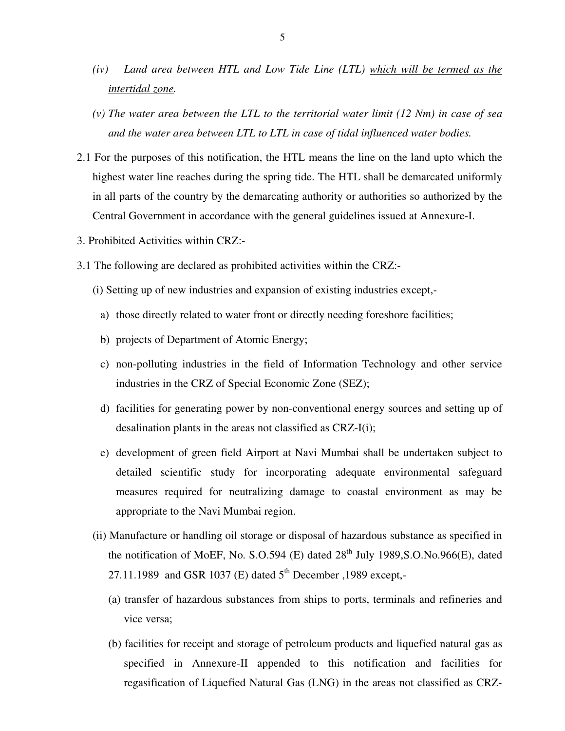*(iv) Land area between HTL and Low Tide Line (LTL) <u>which will be termed as the intertidal zone</u>.*

*(v) The water area between the LTL to the territorial water limit (12 Nm) in case of sea and the water area between LTL to LTL in case of tidal influenced water bodies.*

2.1 For the purposes of this notification, the HTL means the line on the land upto which the highest water line reaches during the spring tide. The HTL shall be demarcated uniformly in all parts of the country by the demarcating authority or authorities so authorized by the Central Government in accordance with the general guidelines issued at Annexure-I.

3. Prohibited Activities within CRZ:-

3.1 The following are declared as prohibited activities within the CRZ:-

(i) Setting up of new industries and expansion of existing industries except,-

a) those directly related to water front or directly needing foreshore facilities;

b) projects of Department of Atomic Energy;

c) non-polluting industries in the field of Information Technology and other service industries in the CRZ of Special Economic Zone (SEZ);

d) facilities for generating power by non-conventional energy sources and setting up of desalination plants in the areas not classified as CRZ-I(i);

e) development of green field Airport at Navi Mumbai shall be undertaken subject to detailed scientific study for incorporating adequate environmental safeguard measures required for neutralizing damage to coastal environment as may be appropriate to the Navi Mumbai region.

(ii) Manufacture or handling oil storage or disposal of hazardous substance as specified in the notification of MoEF, No. S.O.594 (E) dated 28th July 1989,S.O.No.966(E), dated 27.11.1989 and GSR 1037 (E) dated 5th December ,1989 except,-

(a) transfer of hazardous substances from ships to ports, terminals and refineries and vice versa;

(b) facilities for receipt and storage of petroleum products and liquefied natural gas as specified in Annexure-II appended to this notification and facilities for regasification of Liquefied Natural Gas (LNG) in the areas not classified as CRZ-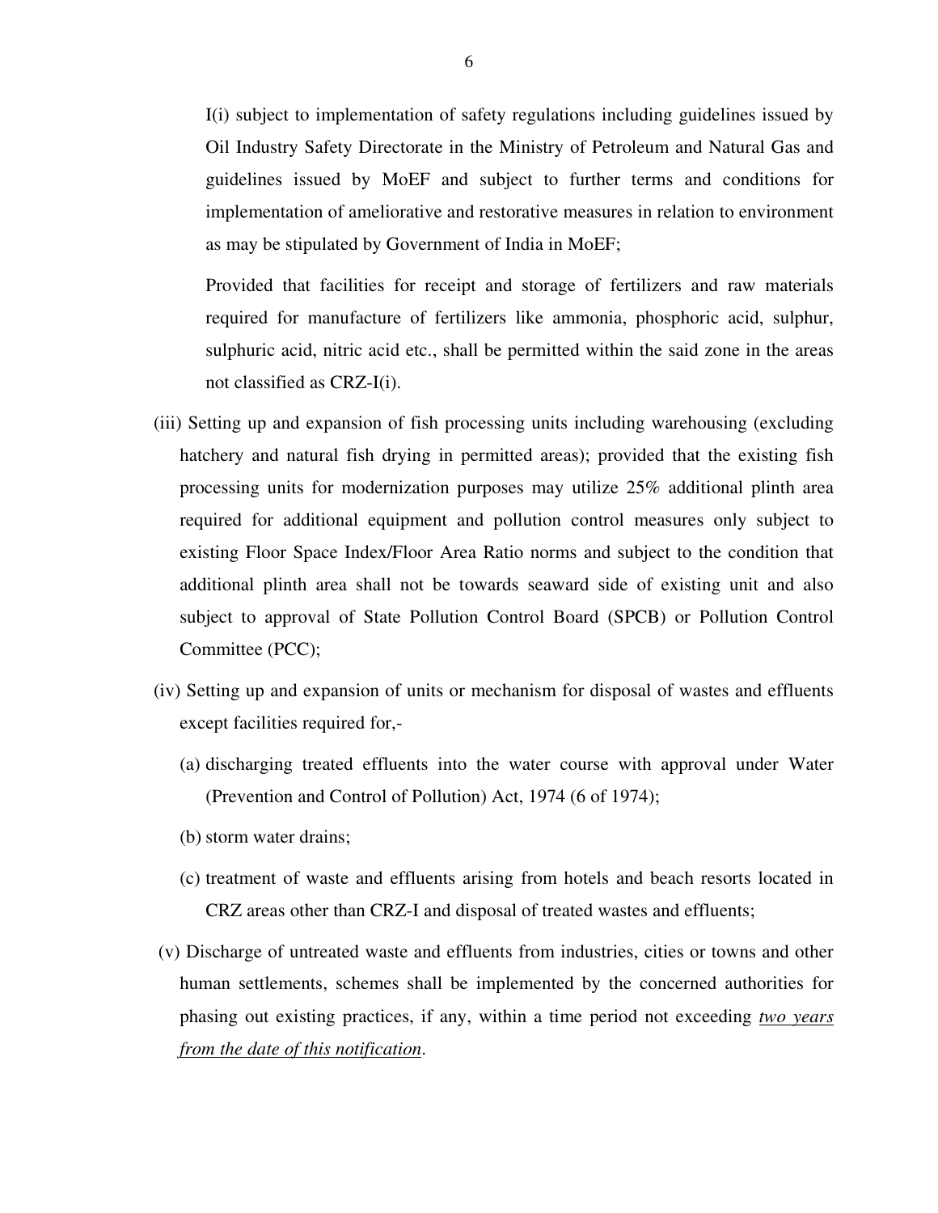I(i) subject to implementation of safety regulations including guidelines issued by Oil Industry Safety Directorate in the Ministry of Petroleum and Natural Gas and guidelines issued by MoEF and subject to further terms and conditions for implementation of ameliorative and restorative measures in relation to environment as may be stipulated by Government of India in MoEF;

Provided that facilities for receipt and storage of fertilizers and raw materials required for manufacture of fertilizers like ammonia, phosphoric acid, sulphur, sulphuric acid, nitric acid etc., shall be permitted within the said zone in the areas not classified as CRZ-I(i).

(iii) Setting up and expansion of fish processing units including warehousing (excluding hatchery and natural fish drying in permitted areas); provided that the existing fish processing units for modernization purposes may utilize 25% additional plinth area required for additional equipment and pollution control measures only subject to existing Floor Space Index/Floor Area Ratio norms and subject to the condition that additional plinth area shall not be towards seaward side of existing unit and also subject to approval of State Pollution Control Board (SPCB) or Pollution Control Committee (PCC);

(iv) Setting up and expansion of units or mechanism for disposal of wastes and effluents except facilities required for,-

(a) discharging treated effluents into the water course with approval under Water (Prevention and Control of Pollution) Act, 1974 (6 of 1974);

(b) storm water drains;

(c) treatment of waste and effluents arising from hotels and beach resorts located in CRZ areas other than CRZ-I and disposal of treated wastes and effluents;

(v) Discharge of untreated waste and effluents from industries, cities or towns and other human settlements, schemes shall be implemented by the concerned authorities for phasing out existing practices, if any, within a time period not exceeding *two years from the date of this notification*.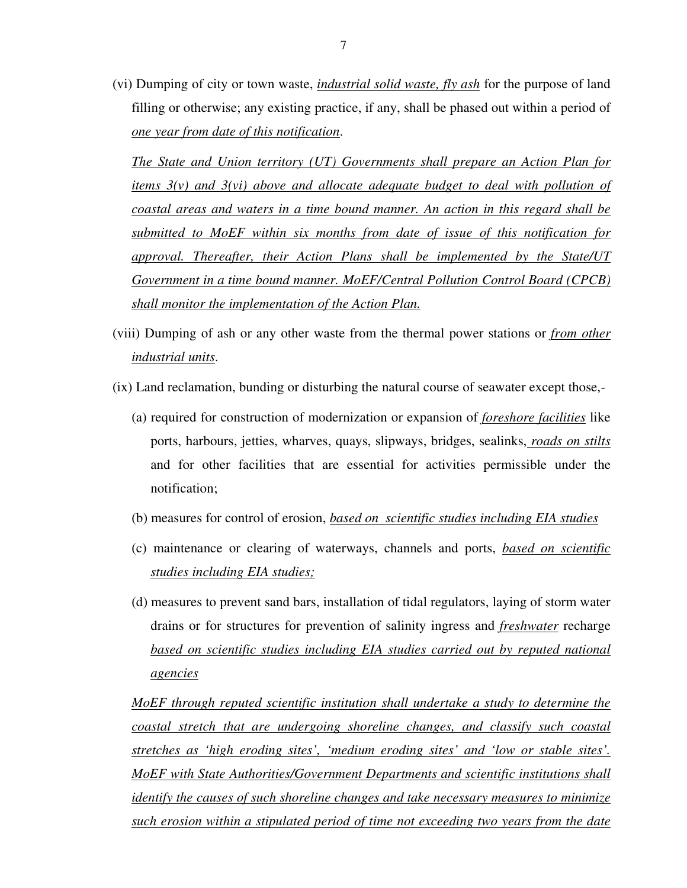(vi) Dumping of city or town waste, *industrial solid waste, fly ash* for the purpose of land filling or otherwise; any existing practice, if any, shall be phased out within a period of *one year from date of this notification*.

*The State and Union territory (UT) Governments shall prepare an Action Plan for items 3(v) and 3(vi) above and allocate adequate budget to deal with pollution of coastal areas and waters in a time bound manner. An action in this regard shall be submitted to MoEF within six months from date of issue of this notification for approval. Thereafter, their Action Plans shall be implemented by the State/UT Government in a time bound manner. MoEF/Central Pollution Control Board (CPCB) shall monitor the implementation of the Action Plan.*

(viii) Dumping of ash or any other waste from the thermal power stations or *from other industrial units*.

(ix) Land reclamation, bunding or disturbing the natural course of seawater except those,-

(a) required for construction of modernization or expansion of *foreshore facilities* like ports, harbours, jetties, wharves, quays, slipways, bridges, sealinks, *roads on stilts* and for other facilities that are essential for activities permissible under the notification;

(b) measures for control of erosion, *based on scientific studies including EIA studies*

(c) maintenance or clearing of waterways, channels and ports, *based on scientific studies including EIA studies;*

(d) measures to prevent sand bars, installation of tidal regulators, laying of storm water drains or for structures for prevention of salinity ingress and *freshwater* recharge *based on scientific studies including EIA studies carried out by reputed national agencies*

*MoEF through reputed scientific institution shall undertake a study to determine the coastal stretch that are undergoing shoreline changes, and classify such coastal stretches as 'high eroding sites', 'medium eroding sites' and 'low or stable sites'. MoEF with State Authorities/Government Departments and scientific institutions shall identify the causes of such shoreline changes and take necessary measures to minimize such erosion within a stipulated period of time not exceeding two years from the date*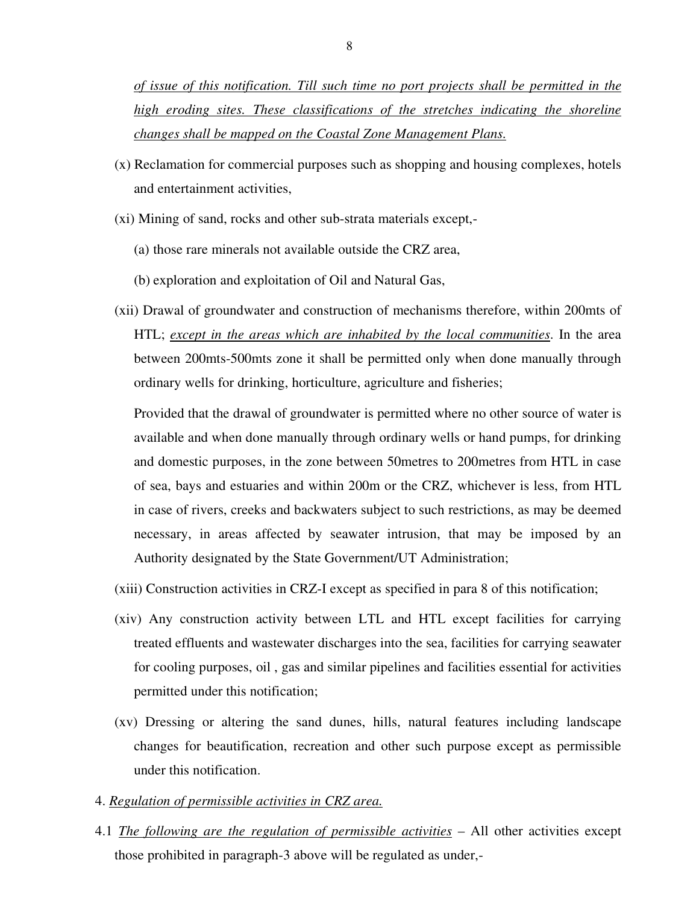*of issue of this notification. Till such time no port projects shall be permitted in the high eroding sites. These classifications of the stretches indicating the shoreline changes shall be mapped on the Coastal Zone Management Plans.*

(x) Reclamation for commercial purposes such as shopping and housing complexes, hotels and entertainment activities,

(xi) Mining of sand, rocks and other sub-strata materials except,-

(a) those rare minerals not available outside the CRZ area,

(b) exploration and exploitation of Oil and Natural Gas,

(xii) Drawal of groundwater and construction of mechanisms therefore, within 200mts of HTL; *except in the areas which are inhabited by the local communities*. In the area between 200mts-500mts zone it shall be permitted only when done manually through ordinary wells for drinking, horticulture, agriculture and fisheries;

Provided that the drawal of groundwater is permitted where no other source of water is available and when done manually through ordinary wells or hand pumps, for drinking and domestic purposes, in the zone between 50metres to 200metres from HTL in case of sea, bays and estuaries and within 200m or the CRZ, whichever is less, from HTL in case of rivers, creeks and backwaters subject to such restrictions, as may be deemed necessary, in areas affected by seawater intrusion, that may be imposed by an Authority designated by the State Government/UT Administration;

(xiii) Construction activities in CRZ-I except as specified in para 8 of this notification;

(xiv) Any construction activity between LTL and HTL except facilities for carrying treated effluents and wastewater discharges into the sea, facilities for carrying seawater for cooling purposes, oil , gas and similar pipelines and facilities essential for activities permitted under this notification;

(xv) Dressing or altering the sand dunes, hills, natural features including landscape changes for beautification, recreation and other such purpose except as permissible under this notification.

4. *Regulation of permissible activities in CRZ area.*

4.1 *The following are the regulation of permissible activities* – All other activities except those prohibited in paragraph-3 above will be regulated as under,-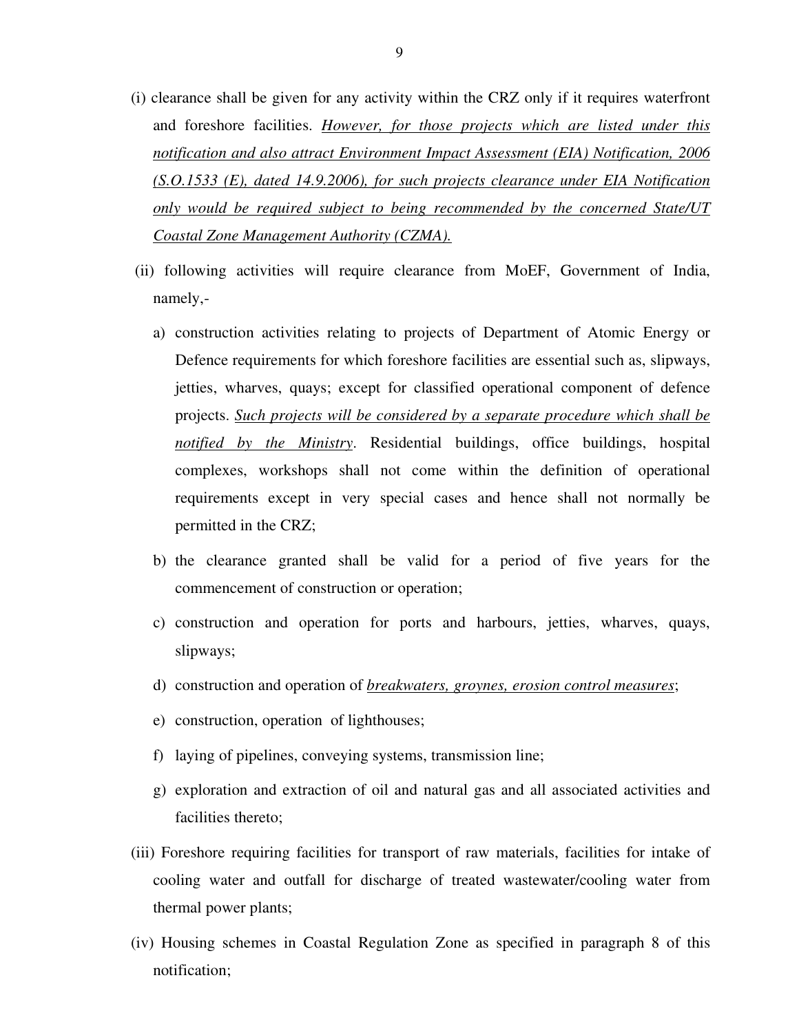(i) clearance shall be given for any activity within the CRZ only if it requires waterfront and foreshore facilities. *<u>However, for those projects which are listed under this notification and also attract Environment Impact Assessment (EIA) Notification, 2006 (S.O.1533 (E), dated 14.9.2006), for such projects clearance under EIA Notification only would be required subject to being recommended by the concerned State/UT Coastal Zone Management Authority (CZMA).</u>*

(ii) following activities will require clearance from MoEF, Government of India, namely,-

a) construction activities relating to projects of Department of Atomic Energy or Defence requirements for which foreshore facilities are essential such as, slipways, jetties, wharves, quays; except for classified operational component of defence projects. *<u>Such projects will be considered by a separate procedure which shall be notified by the Ministry</u>*. Residential buildings, office buildings, hospital complexes, workshops shall not come within the definition of operational requirements except in very special cases and hence shall not normally be permitted in the CRZ;

b) the clearance granted shall be valid for a period of five years for the commencement of construction or operation;

c) construction and operation for ports and harbours, jetties, wharves, quays, slipways;

d) construction and operation of *<u>breakwaters, groynes, erosion control measures</u>*;

e) construction, operation of lighthouses;

f) laying of pipelines, conveying systems, transmission line;

g) exploration and extraction of oil and natural gas and all associated activities and facilities thereto;

(iii) Foreshore requiring facilities for transport of raw materials, facilities for intake of cooling water and outfall for discharge of treated wastewater/cooling water from thermal power plants;

(iv) Housing schemes in Coastal Regulation Zone as specified in paragraph 8 of this notification;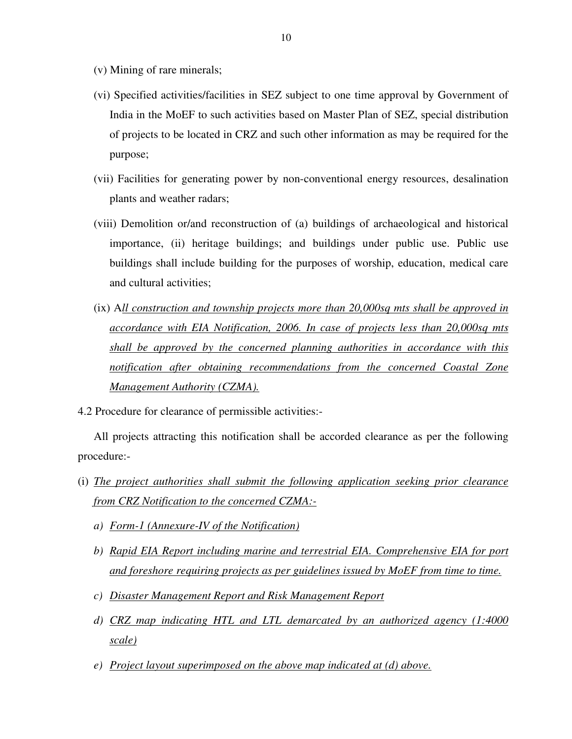(v) Mining of rare minerals;

(vi) Specified activities/facilities in SEZ subject to one time approval by Government of India in the MoEF to such activities based on Master Plan of SEZ, special distribution of projects to be located in CRZ and such other information as may be required for the purpose;

(vii) Facilities for generating power by non-conventional energy resources, desalination plants and weather radars;

(viii) Demolition or/and reconstruction of (a) buildings of archaeological and historical importance, (ii) heritage buildings; and buildings under public use. Public use buildings shall include building for the purposes of worship, education, medical care and cultural activities;

(ix) A*ll construction and township projects more than 20,000sq mts shall be approved in accordance with EIA Notification, 2006. In case of projects less than 20,000sq mts shall be approved by the concerned planning authorities in accordance with this notification after obtaining recommendations from the concerned Coastal Zone Management Authority (CZMA).*

4.2 Procedure for clearance of permissible activities:-

All projects attracting this notification shall be accorded clearance as per the following procedure:-

(i) *The project authorities shall submit the following application seeking prior clearance from CRZ Notification to the concerned CZMA:-*

   a) *Form-1 (Annexure-IV of the Notification)*

   b) *Rapid EIA Report including marine and terrestrial EIA. Comprehensive EIA for port and foreshore requiring projects as per guidelines issued by MoEF from time to time.*

   c) *Disaster Management Report and Risk Management Report*

   d) *CRZ map indicating HTL and LTL demarcated by an authorized agency (1:4000 scale)*

   e) *Project layout superimposed on the above map indicated at (d) above.*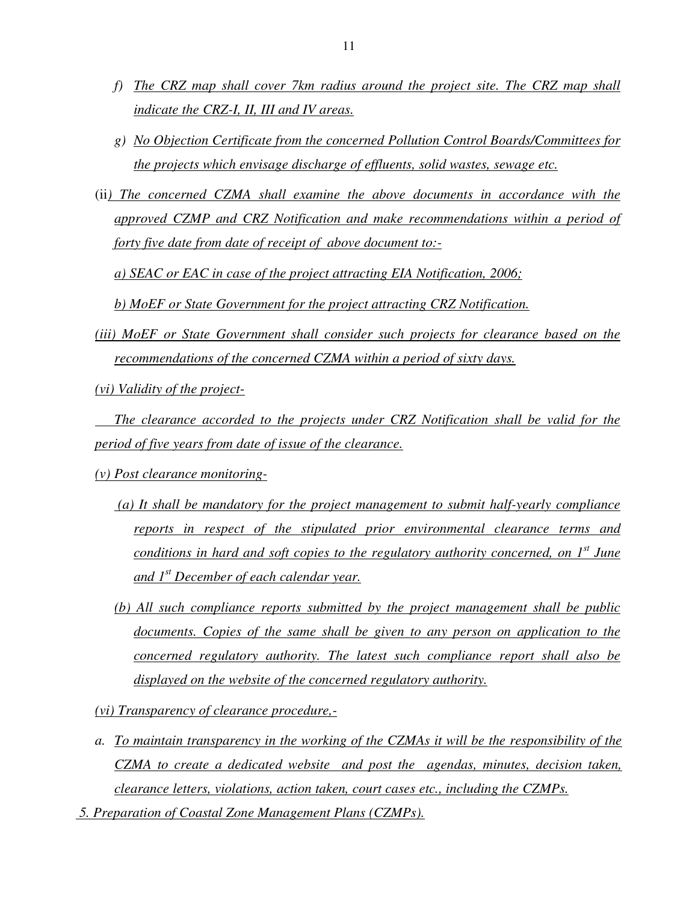f) *The CRZ map shall cover 7km radius around the project site. The CRZ map shall indicate the CRZ-I, II, III and IV areas.*

g) *No Objection Certificate from the concerned Pollution Control Boards/Committees for the projects which envisage discharge of effluents, solid wastes, sewage etc.*

(ii*) The concerned CZMA shall examine the above documents in accordance with the approved CZMP and CRZ Notification and make recommendations within a period of forty five date from date of receipt of above document to:-*

*a) SEAC or EAC in case of the project attracting EIA Notification, 2006;*

*b) MoEF or State Government for the project attracting CRZ Notification.*

*(iii) MoEF or State Government shall consider such projects for clearance based on the recommendations of the concerned CZMA within a period of sixty days.*

*(vi) Validity of the project-*

*The clearance accorded to the projects under CRZ Notification shall be valid for the period of five years from date of issue of the clearance.*

*(v) Post clearance monitoring-*

*(a) It shall be mandatory for the project management to submit half-yearly compliance reports in respect of the stipulated prior environmental clearance terms and conditions in hard and soft copies to the regulatory authority concerned, on 1st June and 1st December of each calendar year.*

*(b) All such compliance reports submitted by the project management shall be public documents. Copies of the same shall be given to any person on application to the concerned regulatory authority. The latest such compliance report shall also be displayed on the website of the concerned regulatory authority.*

*(vi) Transparency of clearance procedure,-*

a. *To maintain transparency in the working of the CZMAs it will be the responsibility of the CZMA to create a dedicated website and post the agendas, minutes, decision taken, clearance letters, violations, action taken, court cases etc., including the CZMPs.*

*5. Preparation of Coastal Zone Management Plans (CZMPs).*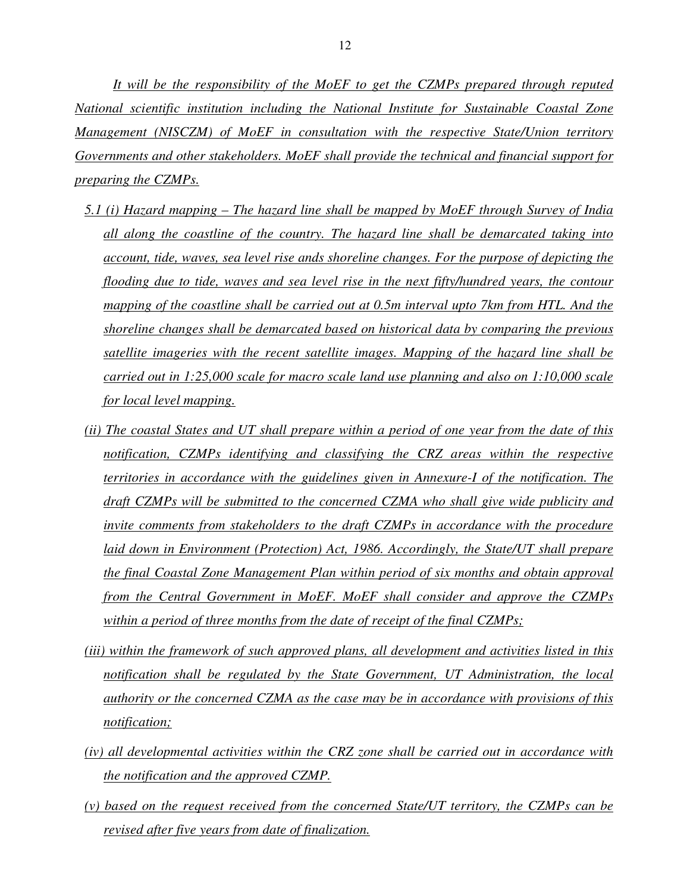*It will be the responsibility of the MoEF to get the CZMPs prepared through reputed National scientific institution including the National Institute for Sustainable Coastal Zone Management (NISCZM) of MoEF in consultation with the respective State/Union territory Governments and other stakeholders. MoEF shall provide the technical and financial support for preparing the CZMPs.*

*5.1 (i) Hazard mapping – The hazard line shall be mapped by MoEF through Survey of India all along the coastline of the country. The hazard line shall be demarcated taking into account, tide, waves, sea level rise ands shoreline changes. For the purpose of depicting the flooding due to tide, waves and sea level rise in the next fifty/hundred years, the contour mapping of the coastline shall be carried out at 0.5m interval upto 7km from HTL. And the shoreline changes shall be demarcated based on historical data by comparing the previous satellite imageries with the recent satellite images. Mapping of the hazard line shall be carried out in 1:25,000 scale for macro scale land use planning and also on 1:10,000 scale for local level mapping.*

*(ii) The coastal States and UT shall prepare within a period of one year from the date of this notification, CZMPs identifying and classifying the CRZ areas within the respective territories in accordance with the guidelines given in Annexure-I of the notification. The draft CZMPs will be submitted to the concerned CZMA who shall give wide publicity and invite comments from stakeholders to the draft CZMPs in accordance with the procedure laid down in Environment (Protection) Act, 1986. Accordingly, the State/UT shall prepare the final Coastal Zone Management Plan within period of six months and obtain approval from the Central Government in MoEF. MoEF shall consider and approve the CZMPs within a period of three months from the date of receipt of the final CZMPs;*

*(iii) within the framework of such approved plans, all development and activities listed in this notification shall be regulated by the State Government, UT Administration, the local authority or the concerned CZMA as the case may be in accordance with provisions of this notification;*

*(iv) all developmental activities within the CRZ zone shall be carried out in accordance with the notification and the approved CZMP.*

*(v) based on the request received from the concerned State/UT territory, the CZMPs can be revised after five years from date of finalization.*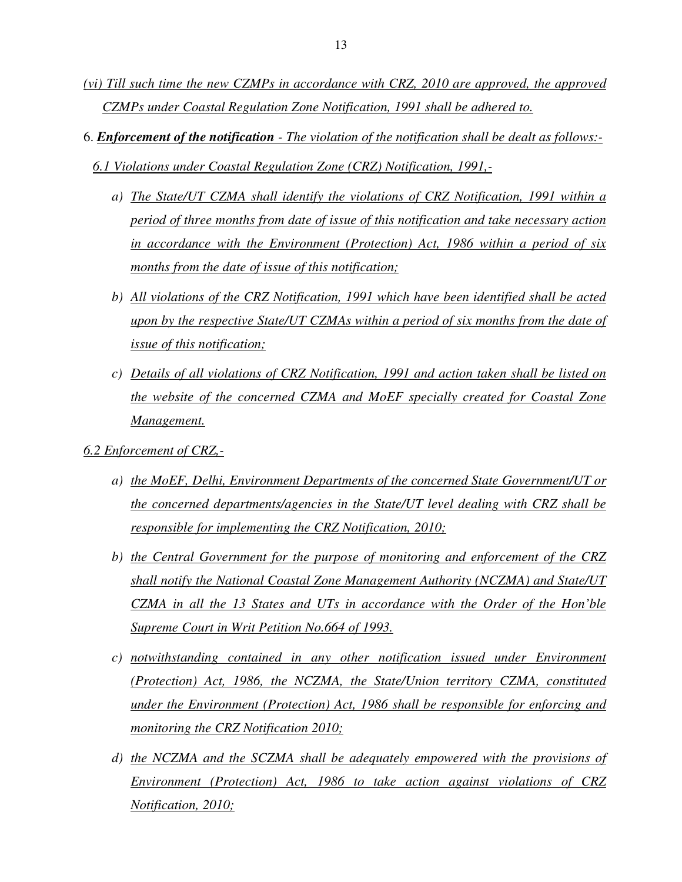*(vi) Till such time the new CZMPs in accordance with CRZ, 2010 are approved, the approved CZMPs under Coastal Regulation Zone Notification, 1991 shall be adhered to.*

6. ***Enforcement of the notification*** *- The violation of the notification shall be dealt as follows:-*

*6.1 Violations under Coastal Regulation Zone (CRZ) Notification, 1991,-*

a) *The State/UT CZMA shall identify the violations of CRZ Notification, 1991 within a period of three months from date of issue of this notification and take necessary action in accordance with the Environment (Protection) Act, 1986 within a period of six months from the date of issue of this notification;*

b) *All violations of the CRZ Notification, 1991 which have been identified shall be acted upon by the respective State/UT CZMAs within a period of six months from the date of issue of this notification;*

c) *Details of all violations of CRZ Notification, 1991 and action taken shall be listed on the website of the concerned CZMA and MoEF specially created for Coastal Zone Management.*

*6.2 Enforcement of CRZ,-*

a) *the MoEF, Delhi, Environment Departments of the concerned State Government/UT or the concerned departments/agencies in the State/UT level dealing with CRZ shall be responsible for implementing the CRZ Notification, 2010;*

b) *the Central Government for the purpose of monitoring and enforcement of the CRZ shall notify the National Coastal Zone Management Authority (NCZMA) and State/UT CZMA in all the 13 States and UTs in accordance with the Order of the Hon'ble Supreme Court in Writ Petition No.664 of 1993.*

c) *notwithstanding contained in any other notification issued under Environment (Protection) Act, 1986, the NCZMA, the State/Union territory CZMA, constituted under the Environment (Protection) Act, 1986 shall be responsible for enforcing and monitoring the CRZ Notification 2010;*

d) *the NCZMA and the SCZMA shall be adequately empowered with the provisions of Environment (Protection) Act, 1986 to take action against violations of CRZ Notification, 2010;*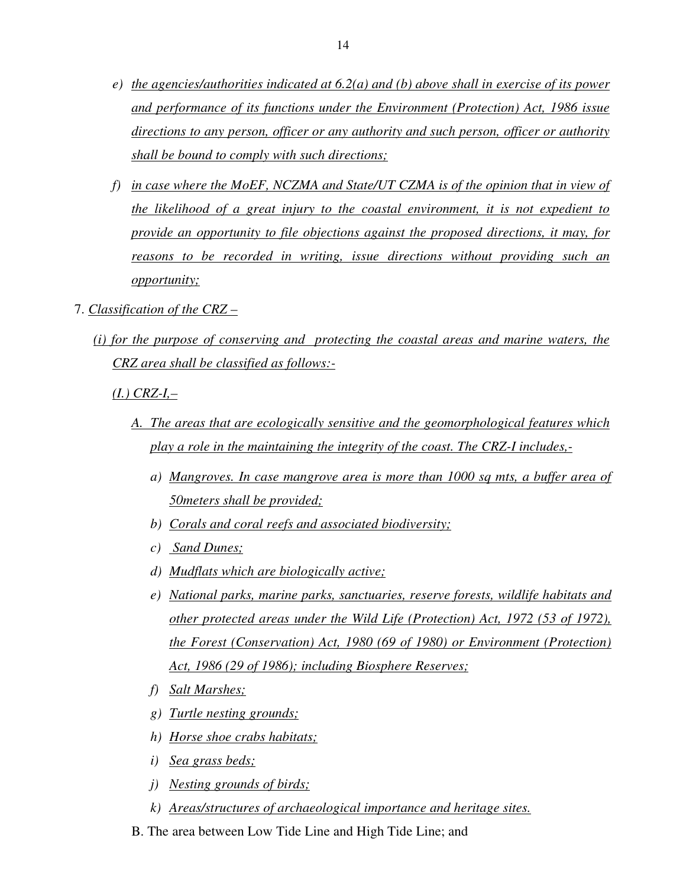e) *the agencies/authorities indicated at 6.2(a) and (b) above shall in exercise of its power and performance of its functions under the Environment (Protection) Act, 1986 issue directions to any person, officer or any authority and such person, officer or authority shall be bound to comply with such directions;*

f) *in case where the MoEF, NCZMA and State/UT CZMA is of the opinion that in view of the likelihood of a great injury to the coastal environment, it is not expedient to provide an opportunity to file objections against the proposed directions, it may, for reasons to be recorded in writing, issue directions without providing such an opportunity;*

7. *Classification of the CRZ –*

*(i) for the purpose of conserving and protecting the coastal areas and marine waters, the CRZ area shall be classified as follows:-*

*(I.) CRZ-I,–*

*A. The areas that are ecologically sensitive and the geomorphological features which play a role in the maintaining the integrity of the coast. The CRZ-I includes,-*

a) *Mangroves. In case mangrove area is more than 1000 sq mts, a buffer area of 50meters shall be provided;*
b) *Corals and coral reefs and associated biodiversity;*
c) *Sand Dunes;*
d) *Mudflats which are biologically active;*
e) *National parks, marine parks, sanctuaries, reserve forests, wildlife habitats and other protected areas under the Wild Life (Protection) Act, 1972 (53 of 1972), the Forest (Conservation) Act, 1980 (69 of 1980) or Environment (Protection) Act, 1986 (29 of 1986); including Biosphere Reserves;*
f) *Salt Marshes;*
g) *Turtle nesting grounds;*
h) *Horse shoe crabs habitats;*
i) *Sea grass beds;*
j) *Nesting grounds of birds;*
k) *Areas/structures of archaeological importance and heritage sites.*

B. The area between Low Tide Line and High Tide Line; and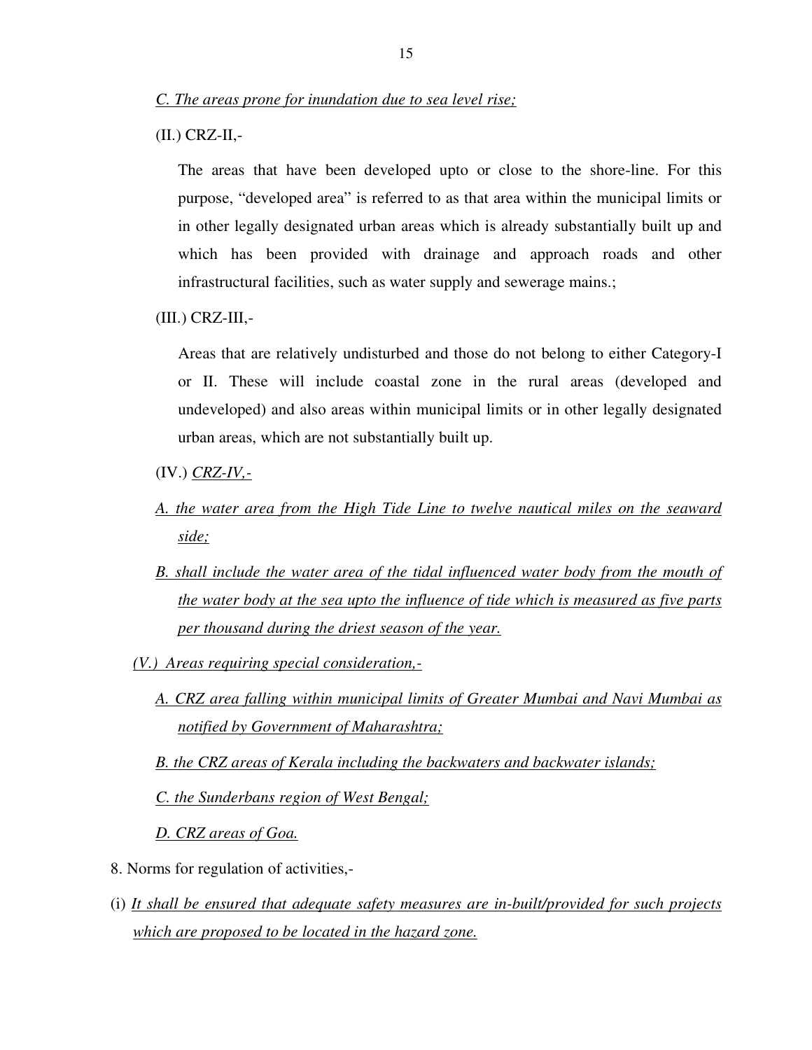*C. The areas prone for inundation due to sea level rise;*

(II.) CRZ-II,-

The areas that have been developed upto or close to the shore-line. For this purpose, "developed area" is referred to as that area within the municipal limits or in other legally designated urban areas which is already substantially built up and which has been provided with drainage and approach roads and other infrastructural facilities, such as water supply and sewerage mains.;

(III.) CRZ-III,-

Areas that are relatively undisturbed and those do not belong to either Category-I or II. These will include coastal zone in the rural areas (developed and undeveloped) and also areas within municipal limits or in other legally designated urban areas, which are not substantially built up.

(IV.) *CRZ-IV,-*

*A. the water area from the High Tide Line to twelve nautical miles on the seaward side;*

*B. shall include the water area of the tidal influenced water body from the mouth of the water body at the sea upto the influence of tide which is measured as five parts per thousand during the driest season of the year.*

*(V.) Areas requiring special consideration,-*

*A. CRZ area falling within municipal limits of Greater Mumbai and Navi Mumbai as notified by Government of Maharashtra;*

*B. the CRZ areas of Kerala including the backwaters and backwater islands;*

*C. the Sunderbans region of West Bengal;*

*D. CRZ areas of Goa.*

8. Norms for regulation of activities,-

(i) *It shall be ensured that adequate safety measures are in-built/provided for such projects which are proposed to be located in the hazard zone.*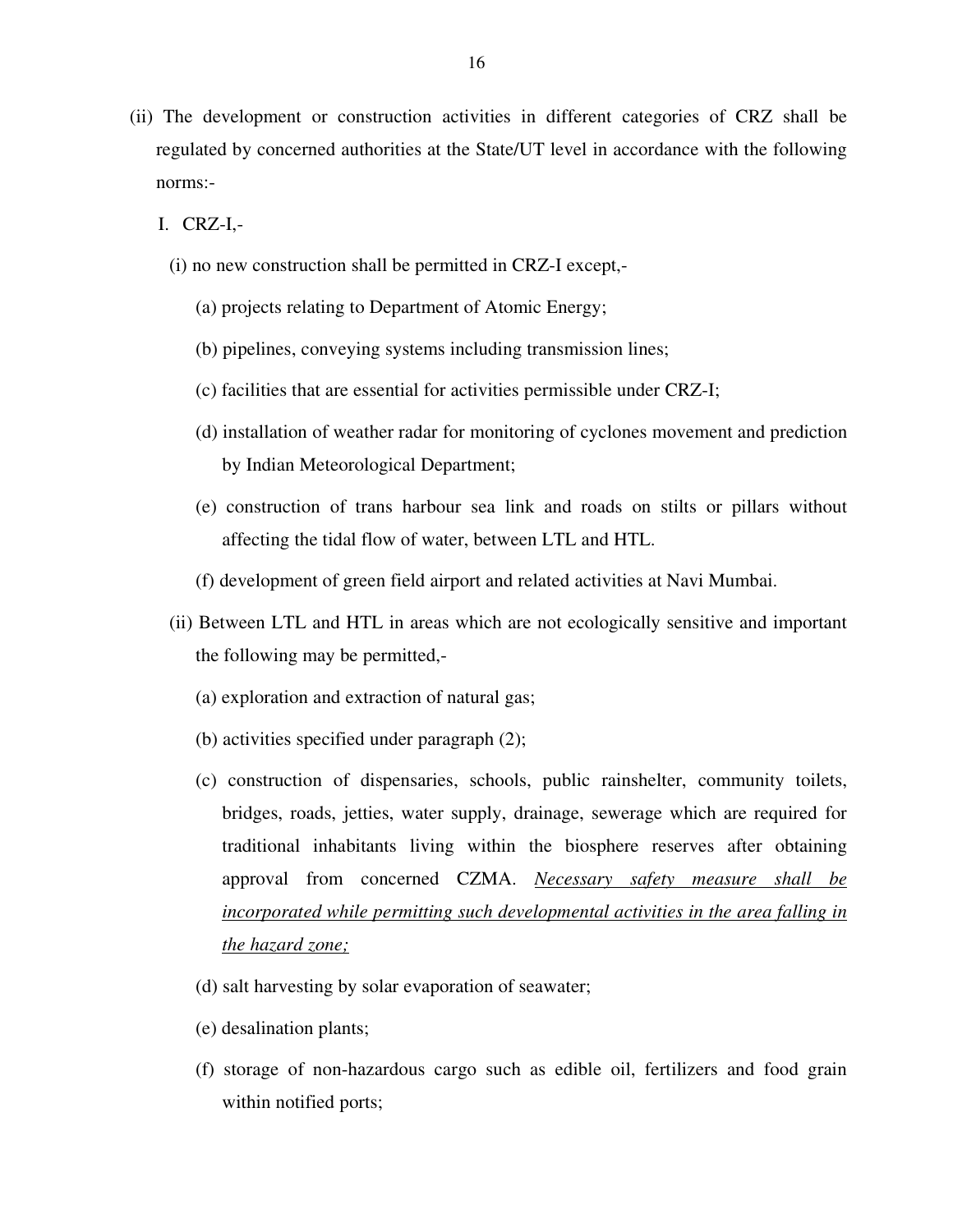(ii) The development or construction activities in different categories of CRZ shall be regulated by concerned authorities at the State/UT level in accordance with the following norms:-

I. CRZ-I,-

(i) no new construction shall be permitted in CRZ-I except,-

(a) projects relating to Department of Atomic Energy;

(b) pipelines, conveying systems including transmission lines;

(c) facilities that are essential for activities permissible under CRZ-I;

(d) installation of weather radar for monitoring of cyclones movement and prediction by Indian Meteorological Department;

(e) construction of trans harbour sea link and roads on stilts or pillars without affecting the tidal flow of water, between LTL and HTL.

(f) development of green field airport and related activities at Navi Mumbai.

(ii) Between LTL and HTL in areas which are not ecologically sensitive and important the following may be permitted,-

(a) exploration and extraction of natural gas;

(b) activities specified under paragraph (2);

(c) construction of dispensaries, schools, public rainshelter, community toilets, bridges, roads, jetties, water supply, drainage, sewerage which are required for traditional inhabitants living within the biosphere reserves after obtaining approval from concerned CZMA. <u>*Necessary safety measure shall be incorporated while permitting such developmental activities in the area falling in the hazard zone;*</u>

(d) salt harvesting by solar evaporation of seawater;

(e) desalination plants;

(f) storage of non-hazardous cargo such as edible oil, fertilizers and food grain within notified ports;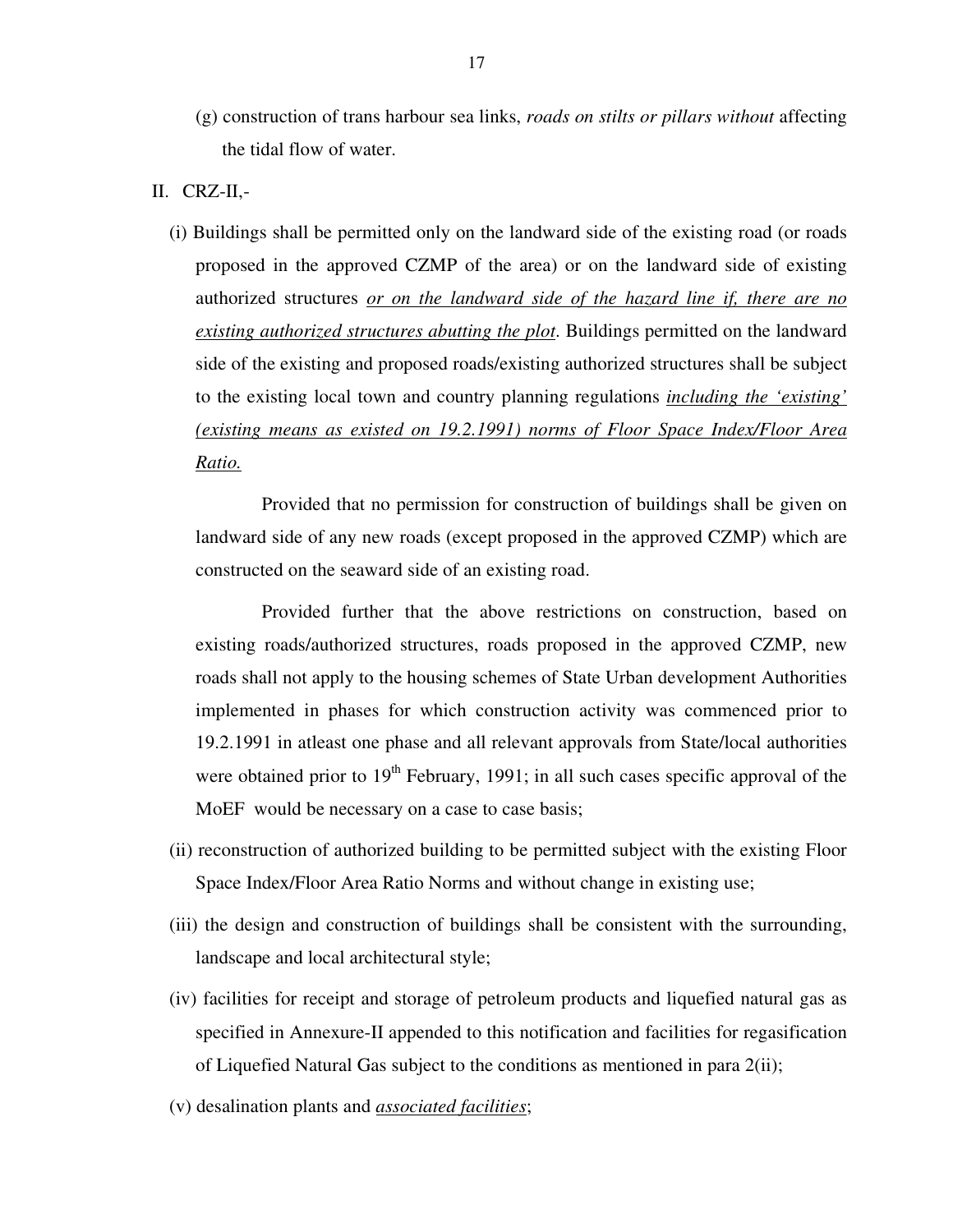(g) construction of trans harbour sea links, *roads on stilts or pillars without* affecting the tidal flow of water.

II. CRZ-II,-

(i) Buildings shall be permitted only on the landward side of the existing road (or roads proposed in the approved CZMP of the area) or on the landward side of existing authorized structures <u>*or on the landward side of the hazard line if, there are no existing authorized structures abutting the plot*</u>. Buildings permitted on the landward side of the existing and proposed roads/existing authorized structures shall be subject to the existing local town and country planning regulations <u>*including the 'existing' (existing means as existed on 19.2.1991) norms of Floor Space Index/Floor Area Ratio.*</u>

Provided that no permission for construction of buildings shall be given on landward side of any new roads (except proposed in the approved CZMP) which are constructed on the seaward side of an existing road.

Provided further that the above restrictions on construction, based on existing roads/authorized structures, roads proposed in the approved CZMP, new roads shall not apply to the housing schemes of State Urban development Authorities implemented in phases for which construction activity was commenced prior to 19.2.1991 in atleast one phase and all relevant approvals from State/local authorities were obtained prior to 19th February, 1991; in all such cases specific approval of the MoEF would be necessary on a case to case basis;

(ii) reconstruction of authorized building to be permitted subject with the existing Floor Space Index/Floor Area Ratio Norms and without change in existing use;

(iii) the design and construction of buildings shall be consistent with the surrounding, landscape and local architectural style;

(iv) facilities for receipt and storage of petroleum products and liquefied natural gas as specified in Annexure-II appended to this notification and facilities for regasification of Liquefied Natural Gas subject to the conditions as mentioned in para 2(ii);

(v) desalination plants and <u>*associated facilities*</u>;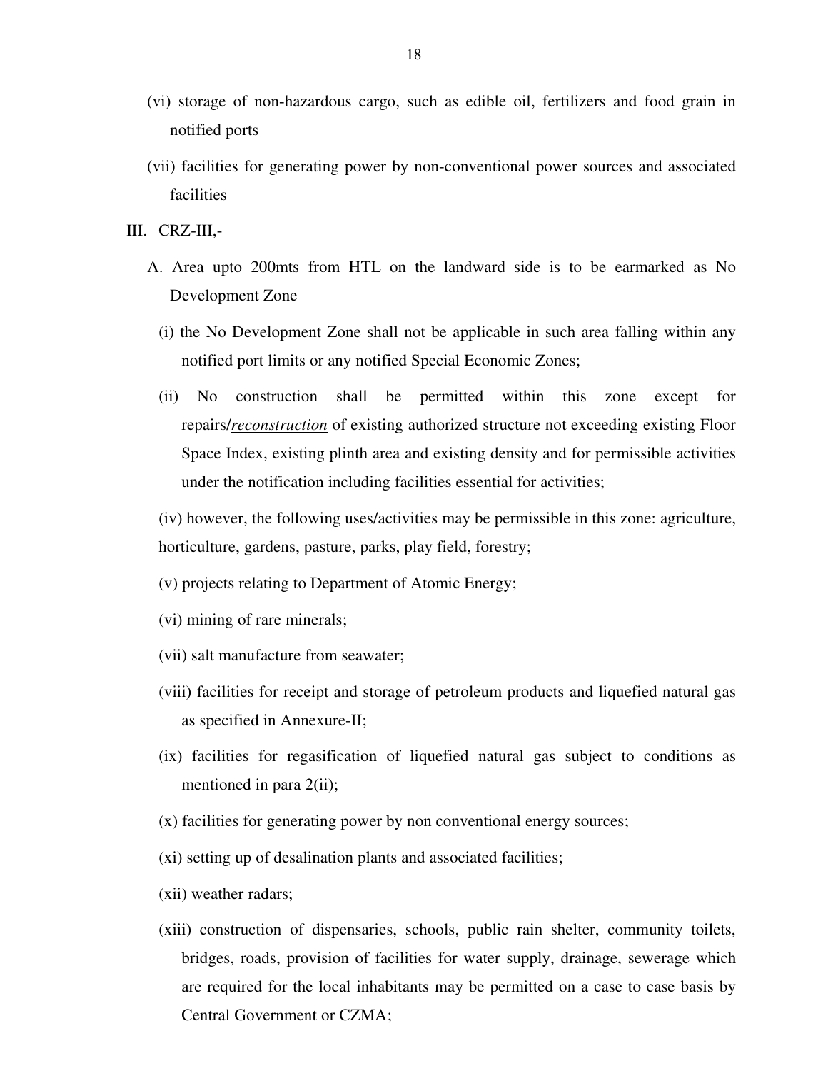(vi) storage of non-hazardous cargo, such as edible oil, fertilizers and food grain in notified ports

(vii) facilities for generating power by non-conventional power sources and associated facilities

III. CRZ-III,-

A. Area upto 200mts from HTL on the landward side is to be earmarked as No Development Zone

(i) the No Development Zone shall not be applicable in such area falling within any notified port limits or any notified Special Economic Zones;

(ii) No construction shall be permitted within this zone except for repairs/*reconstruction* of existing authorized structure not exceeding existing Floor Space Index, existing plinth area and existing density and for permissible activities under the notification including facilities essential for activities;

(iv) however, the following uses/activities may be permissible in this zone: agriculture, horticulture, gardens, pasture, parks, play field, forestry;

(v) projects relating to Department of Atomic Energy;

(vi) mining of rare minerals;

(vii) salt manufacture from seawater;

(viii) facilities for receipt and storage of petroleum products and liquefied natural gas as specified in Annexure-II;

(ix) facilities for regasification of liquefied natural gas subject to conditions as mentioned in para 2(ii);

(x) facilities for generating power by non conventional energy sources;

(xi) setting up of desalination plants and associated facilities;

(xii) weather radars;

(xiii) construction of dispensaries, schools, public rain shelter, community toilets, bridges, roads, provision of facilities for water supply, drainage, sewerage which are required for the local inhabitants may be permitted on a case to case basis by Central Government or CZMA;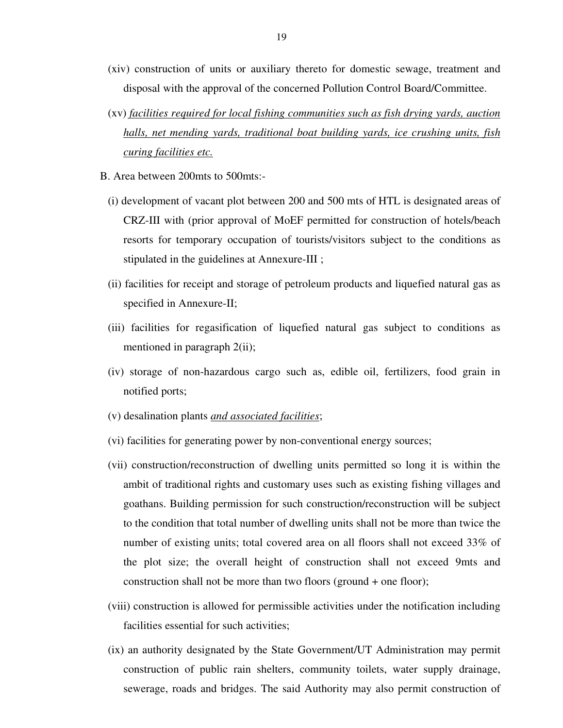(xiv) construction of units or auxiliary thereto for domestic sewage, treatment and disposal with the approval of the concerned Pollution Control Board/Committee.

(xv) <u>*facilities required for local fishing communities such as fish drying yards, auction halls, net mending yards, traditional boat building yards, ice crushing units, fish curing facilities etc.*</u>

B. Area between 200mts to 500mts:-

(i) development of vacant plot between 200 and 500 mts of HTL is designated areas of CRZ-III with (prior approval of MoEF permitted for construction of hotels/beach resorts for temporary occupation of tourists/visitors subject to the conditions as stipulated in the guidelines at Annexure-III ;

(ii) facilities for receipt and storage of petroleum products and liquefied natural gas as specified in Annexure-II;

(iii) facilities for regasification of liquefied natural gas subject to conditions as mentioned in paragraph 2(ii);

(iv) storage of non-hazardous cargo such as, edible oil, fertilizers, food grain in notified ports;

(v) desalination plants <u>*and associated facilities*</u>;

(vi) facilities for generating power by non-conventional energy sources;

(vii) construction/reconstruction of dwelling units permitted so long it is within the ambit of traditional rights and customary uses such as existing fishing villages and goathans. Building permission for such construction/reconstruction will be subject to the condition that total number of dwelling units shall not be more than twice the number of existing units; total covered area on all floors shall not exceed 33% of the plot size; the overall height of construction shall not exceed 9mts and construction shall not be more than two floors (ground + one floor);

(viii) construction is allowed for permissible activities under the notification including facilities essential for such activities;

(ix) an authority designated by the State Government/UT Administration may permit construction of public rain shelters, community toilets, water supply drainage, sewerage, roads and bridges. The said Authority may also permit construction of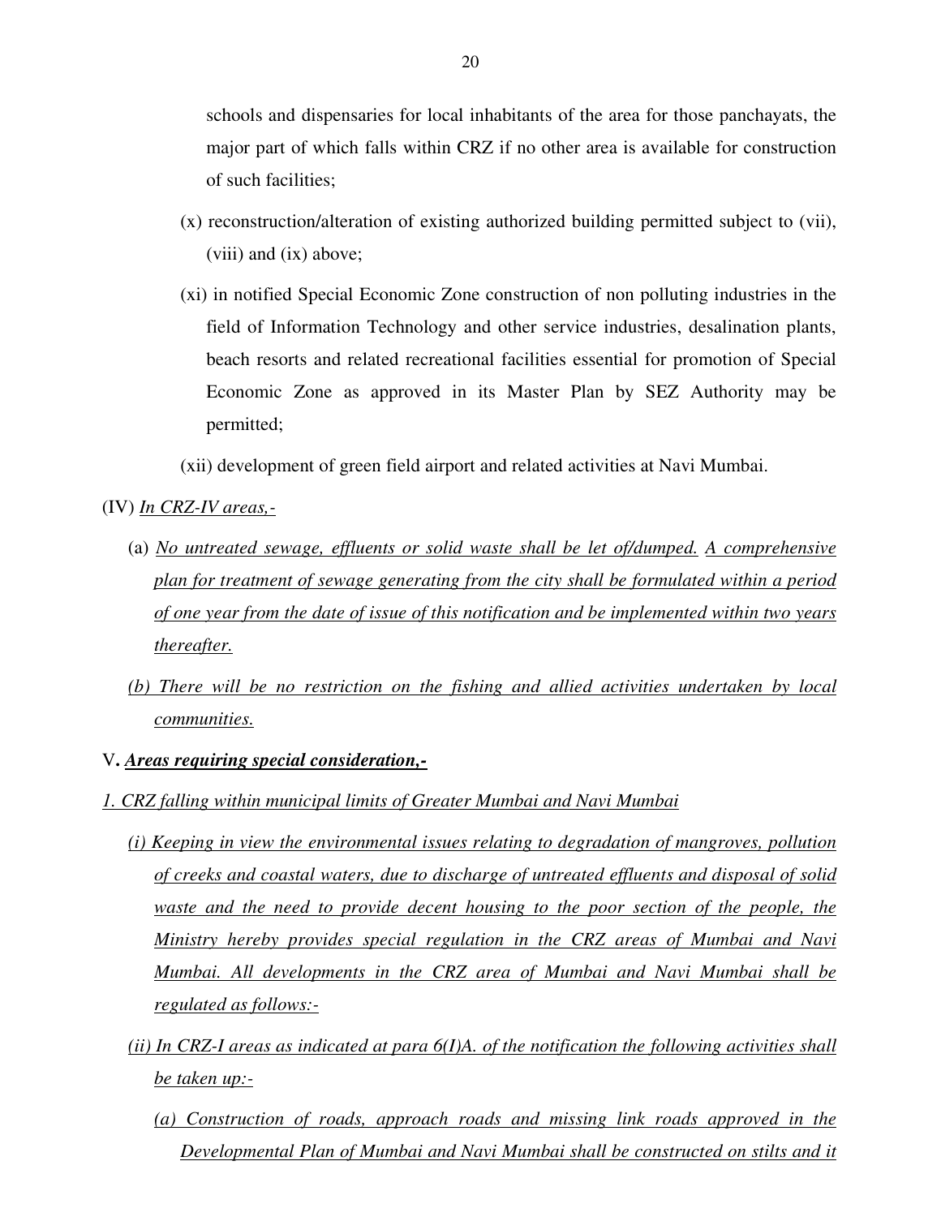schools and dispensaries for local inhabitants of the area for those panchayats, the major part of which falls within CRZ if no other area is available for construction of such facilities;

(x) reconstruction/alteration of existing authorized building permitted subject to (vii), (viii) and (ix) above;

(xi) in notified Special Economic Zone construction of non polluting industries in the field of Information Technology and other service industries, desalination plants, beach resorts and related recreational facilities essential for promotion of Special Economic Zone as approved in its Master Plan by SEZ Authority may be permitted;

(xii) development of green field airport and related activities at Navi Mumbai.

(IV) *In CRZ-IV areas,-*

(a) *No untreated sewage, effluents or solid waste shall be let of/dumped. A comprehensive plan for treatment of sewage generating from the city shall be formulated within a period of one year from the date of issue of this notification and be implemented within two years thereafter.*

*(b) There will be no restriction on the fishing and allied activities undertaken by local communities.*

V**. *Areas requiring special consideration,-***

*1. CRZ falling within municipal limits of Greater Mumbai and Navi Mumbai*

*(i) Keeping in view the environmental issues relating to degradation of mangroves, pollution of creeks and coastal waters, due to discharge of untreated effluents and disposal of solid waste and the need to provide decent housing to the poor section of the people, the Ministry hereby provides special regulation in the CRZ areas of Mumbai and Navi Mumbai. All developments in the CRZ area of Mumbai and Navi Mumbai shall be regulated as follows:-*

*(ii) In CRZ-I areas as indicated at para 6(I)A. of the notification the following activities shall be taken up:-*

*(a) Construction of roads, approach roads and missing link roads approved in the Developmental Plan of Mumbai and Navi Mumbai shall be constructed on stilts and it*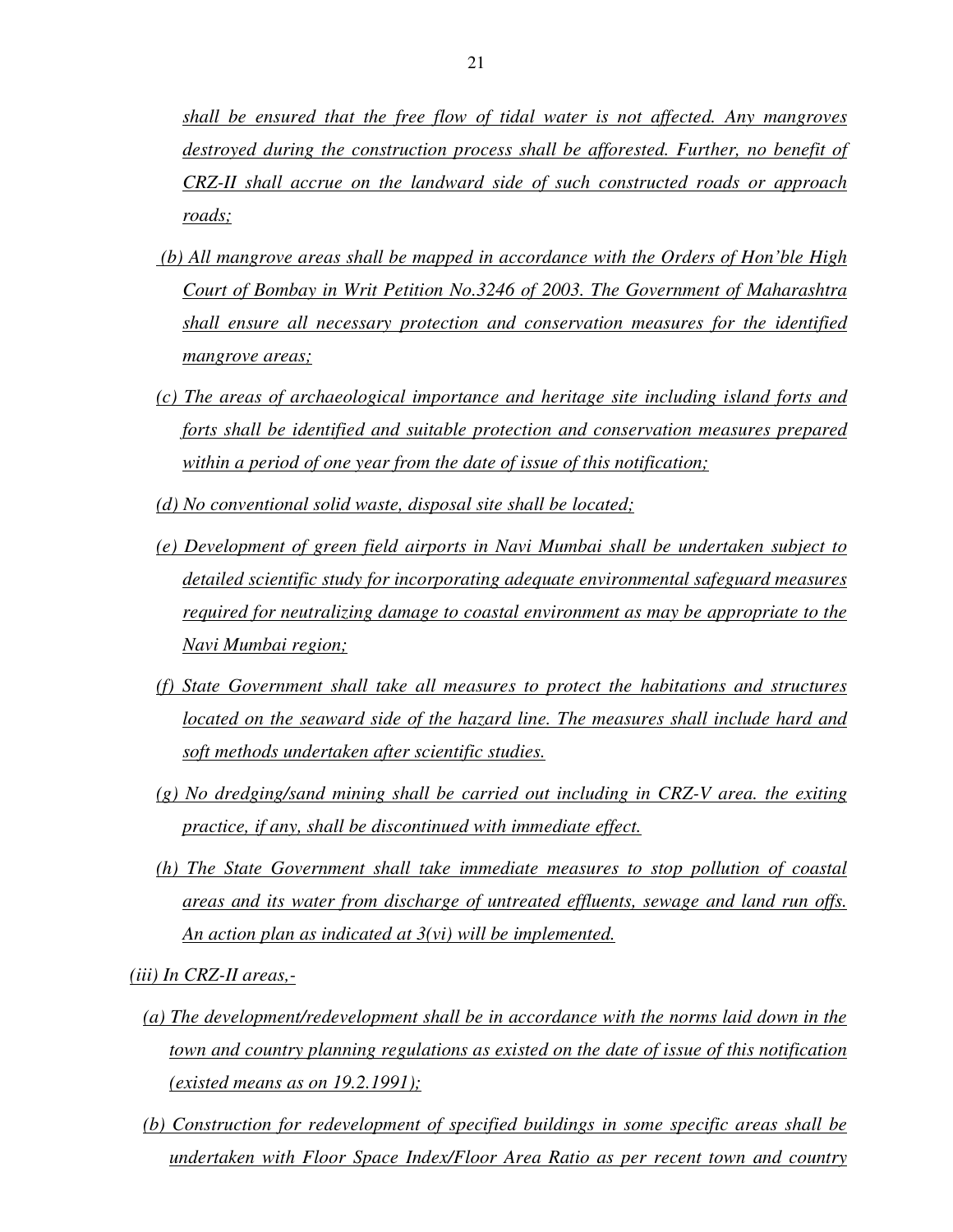*shall be ensured that the free flow of tidal water is not affected. Any mangroves destroyed during the construction process shall be afforested. Further, no benefit of CRZ-II shall accrue on the landward side of such constructed roads or approach roads;*

*(b) All mangrove areas shall be mapped in accordance with the Orders of Hon'ble High Court of Bombay in Writ Petition No.3246 of 2003. The Government of Maharashtra shall ensure all necessary protection and conservation measures for the identified mangrove areas;*

*(c) The areas of archaeological importance and heritage site including island forts and forts shall be identified and suitable protection and conservation measures prepared within a period of one year from the date of issue of this notification;*

*(d) No conventional solid waste, disposal site shall be located;*

*(e) Development of green field airports in Navi Mumbai shall be undertaken subject to detailed scientific study for incorporating adequate environmental safeguard measures required for neutralizing damage to coastal environment as may be appropriate to the Navi Mumbai region;*

*(f) State Government shall take all measures to protect the habitations and structures located on the seaward side of the hazard line. The measures shall include hard and soft methods undertaken after scientific studies.*

*(g) No dredging/sand mining shall be carried out including in CRZ-V area. the exiting practice, if any, shall be discontinued with immediate effect.*

*(h) The State Government shall take immediate measures to stop pollution of coastal areas and its water from discharge of untreated effluents, sewage and land run offs. An action plan as indicated at 3(vi) will be implemented.*

*(iii) In CRZ-II areas,-*

*(a) The development/redevelopment shall be in accordance with the norms laid down in the town and country planning regulations as existed on the date of issue of this notification (existed means as on 19.2.1991);*

*(b) Construction for redevelopment of specified buildings in some specific areas shall be undertaken with Floor Space Index/Floor Area Ratio as per recent town and country*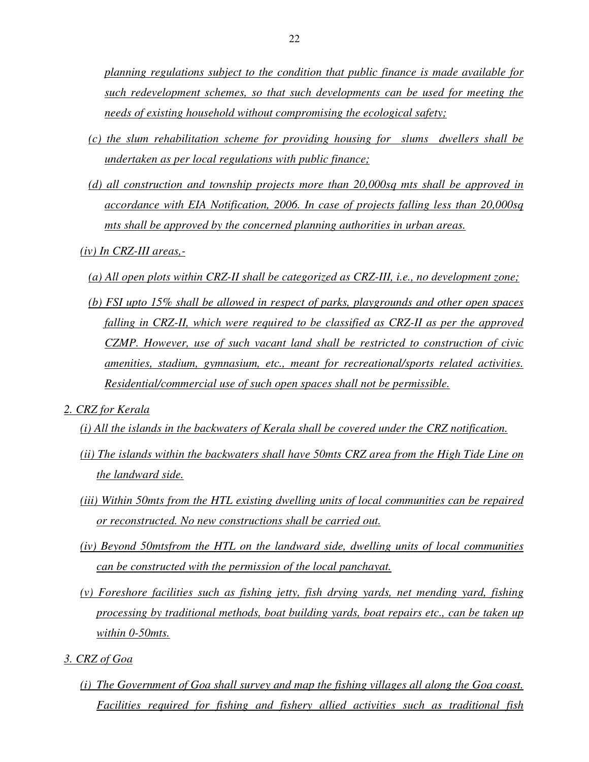*planning regulations subject to the condition that public finance is made available for such redevelopment schemes, so that such developments can be used for meeting the needs of existing household without compromising the ecological safety;*

*(c) the slum rehabilitation scheme for providing housing for slums dwellers shall be undertaken as per local regulations with public finance;*

*(d) all construction and township projects more than 20,000sq mts shall be approved in accordance with EIA Notification, 2006. In case of projects falling less than 20,000sq mts shall be approved by the concerned planning authorities in urban areas.*

*(iv) In CRZ-III areas,-*

*(a) All open plots within CRZ-II shall be categorized as CRZ-III, i.e., no development zone;*

*(b) FSI upto 15% shall be allowed in respect of parks, playgrounds and other open spaces falling in CRZ-II, which were required to be classified as CRZ-II as per the approved CZMP. However, use of such vacant land shall be restricted to construction of civic amenities, stadium, gymnasium, etc., meant for recreational/sports related activities. Residential/commercial use of such open spaces shall not be permissible.*

*2. CRZ for Kerala*

*(i) All the islands in the backwaters of Kerala shall be covered under the CRZ notification.*

*(ii) The islands within the backwaters shall have 50mts CRZ area from the High Tide Line on the landward side.*

*(iii) Within 50mts from the HTL existing dwelling units of local communities can be repaired or reconstructed. No new constructions shall be carried out.*

*(iv) Beyond 50mtsfrom the HTL on the landward side, dwelling units of local communities can be constructed with the permission of the local panchayat.*

*(v) Foreshore facilities such as fishing jetty, fish drying yards, net mending yard, fishing processing by traditional methods, boat building yards, boat repairs etc., can be taken up within 0-50mts.*

*3. CRZ of Goa*

*(i) The Government of Goa shall survey and map the fishing villages all along the Goa coast. Facilities required for fishing and fishery allied activities such as traditional fish*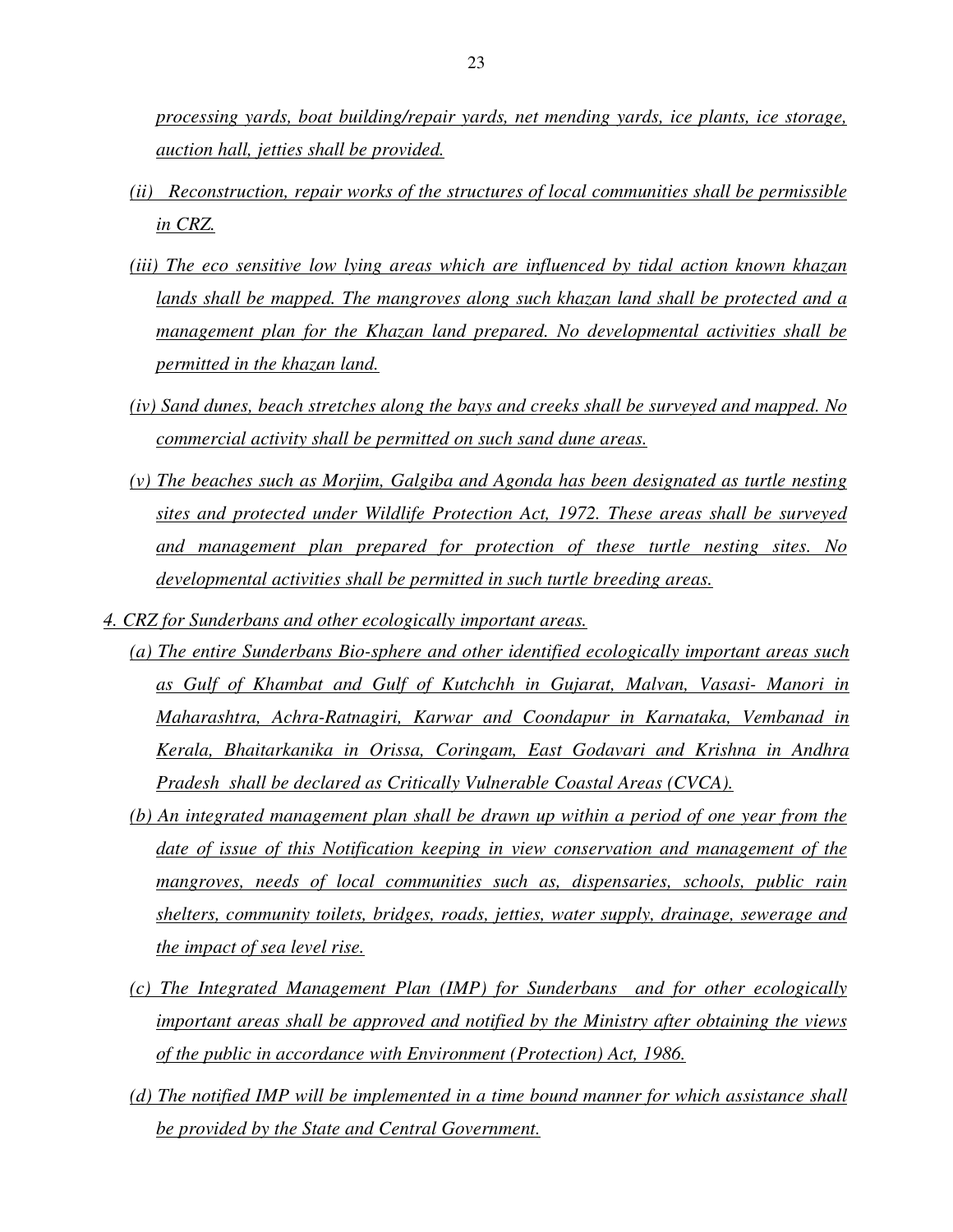*processing yards, boat building/repair yards, net mending yards, ice plants, ice storage, auction hall, jetties shall be provided.*

*(ii) Reconstruction, repair works of the structures of local communities shall be permissible in CRZ.*

*(iii) The eco sensitive low lying areas which are influenced by tidal action known khazan lands shall be mapped. The mangroves along such khazan land shall be protected and a management plan for the Khazan land prepared. No developmental activities shall be permitted in the khazan land.*

*(iv) Sand dunes, beach stretches along the bays and creeks shall be surveyed and mapped. No commercial activity shall be permitted on such sand dune areas.*

*(v) The beaches such as Morjim, Galgiba and Agonda has been designated as turtle nesting sites and protected under Wildlife Protection Act, 1972. These areas shall be surveyed and management plan prepared for protection of these turtle nesting sites. No developmental activities shall be permitted in such turtle breeding areas.*

*4. CRZ for Sunderbans and other ecologically important areas.*

*(a) The entire Sunderbans Bio-sphere and other identified ecologically important areas such as Gulf of Khambat and Gulf of Kutchchh in Gujarat, Malvan, Vasasi- Manori in Maharashtra, Achra-Ratnagiri, Karwar and Coondapur in Karnataka, Vembanad in Kerala, Bhaitarkanika in Orissa, Coringam, East Godavari and Krishna in Andhra Pradesh shall be declared as Critically Vulnerable Coastal Areas (CVCA).*

*(b) An integrated management plan shall be drawn up within a period of one year from the date of issue of this Notification keeping in view conservation and management of the mangroves, needs of local communities such as, dispensaries, schools, public rain shelters, community toilets, bridges, roads, jetties, water supply, drainage, sewerage and the impact of sea level rise.*

*(c) The Integrated Management Plan (IMP) for Sunderbans and for other ecologically important areas shall be approved and notified by the Ministry after obtaining the views of the public in accordance with Environment (Protection) Act, 1986.*

*(d) The notified IMP will be implemented in a time bound manner for which assistance shall be provided by the State and Central Government.*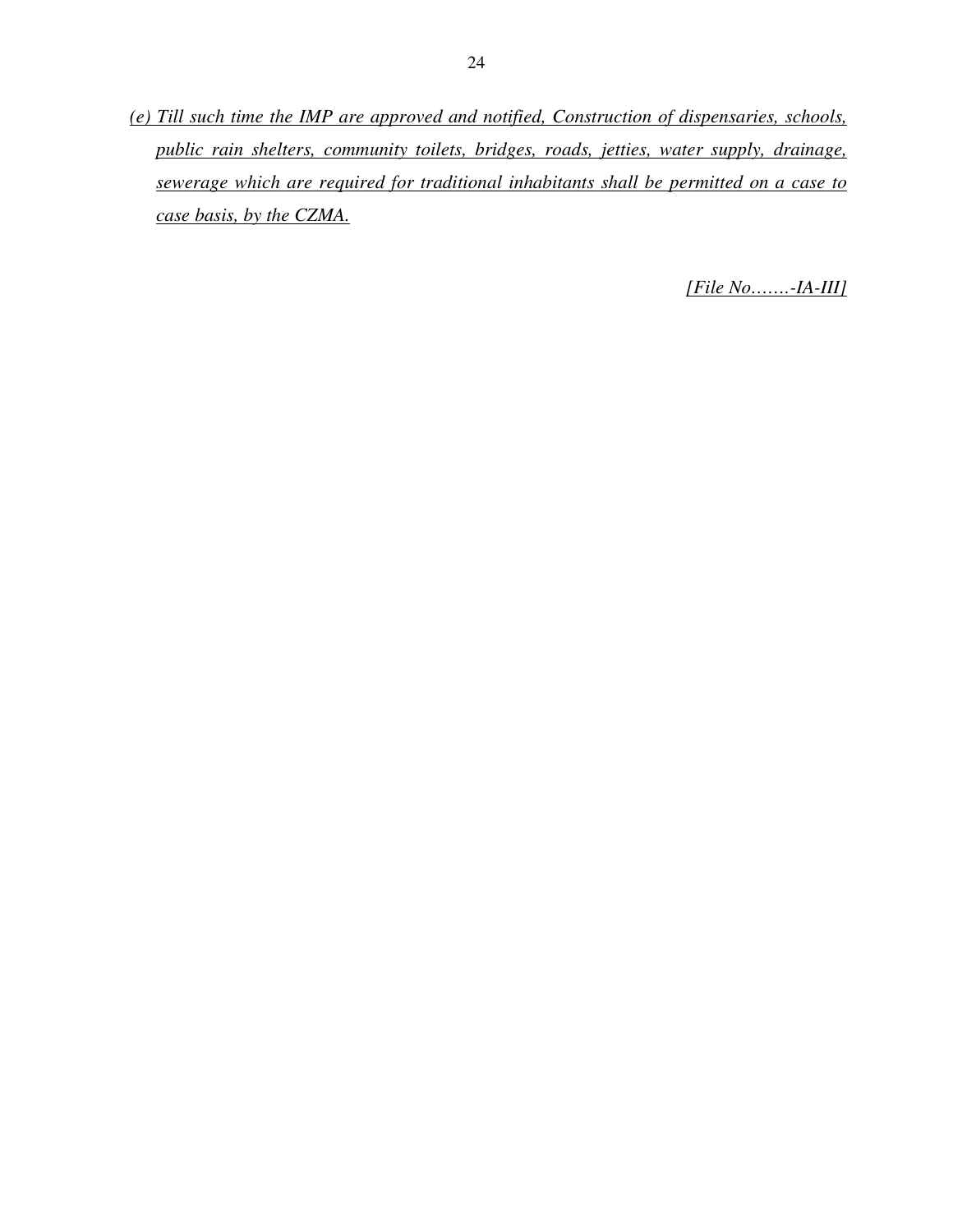*(e) Till such time the IMP are approved and notified, Construction of dispensaries, schools, public rain shelters, community toilets, bridges, roads, jetties, water supply, drainage, sewerage which are required for traditional inhabitants shall be permitted on a case to case basis, by the CZMA.*

*[File No…….-IA-III]*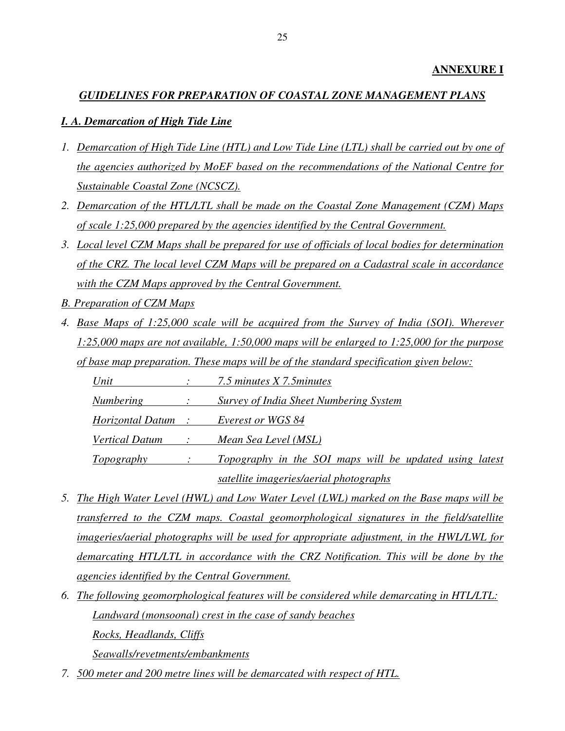**ANNEXURE I**

## *GUIDELINES FOR PREPARATION OF COASTAL ZONE MANAGEMENT PLANS*

### *I. A. Demarcation of High Tide Line*

1. *Demarcation of High Tide Line (HTL) and Low Tide Line (LTL) shall be carried out by one of the agencies authorized by MoEF based on the recommendations of the National Centre for Sustainable Coastal Zone (NCSCZ).*
2. *Demarcation of the HTL/LTL shall be made on the Coastal Zone Management (CZM) Maps of scale 1:25,000 prepared by the agencies identified by the Central Government.*
3. *Local level CZM Maps shall be prepared for use of officials of local bodies for determination of the CRZ. The local level CZM Maps will be prepared on a Cadastral scale in accordance with the CZM Maps approved by the Central Government.*

*B. Preparation of CZM Maps*

4. *Base Maps of 1:25,000 scale will be acquired from the Survey of India (SOI). Wherever 1:25,000 maps are not available, 1:50,000 maps will be enlarged to 1:25,000 for the purpose of base map preparation. These maps will be of the standard specification given below:*

| | | |
|---|---|---|
| *Unit* | : | *7.5 minutes X 7.5minutes* |
| *Numbering* | : | *Survey of India Sheet Numbering System* |
| *Horizontal Datum* | : | *Everest or WGS 84* |
| *Vertical Datum* | : | *Mean Sea Level (MSL)* |
| *Topography* | : | *Topography in the SOI maps will be updated using latest satellite imageries/aerial photographs* |

5. *The High Water Level (HWL) and Low Water Level (LWL) marked on the Base maps will be transferred to the CZM maps. Coastal geomorphological signatures in the field/satellite imageries/aerial photographs will be used for appropriate adjustment, in the HWL/LWL for demarcating HTL/LTL in accordance with the CRZ Notification. This will be done by the agencies identified by the Central Government.*
6. *The following geomorphological features will be considered while demarcating in HTL/LTL:*

   *Landward (monsoonal) crest in the case of sandy beaches*

   *Rocks, Headlands, Cliffs*

   *Seawalls/revetments/embankments*

7. *500 meter and 200 metre lines will be demarcated with respect of HTL.*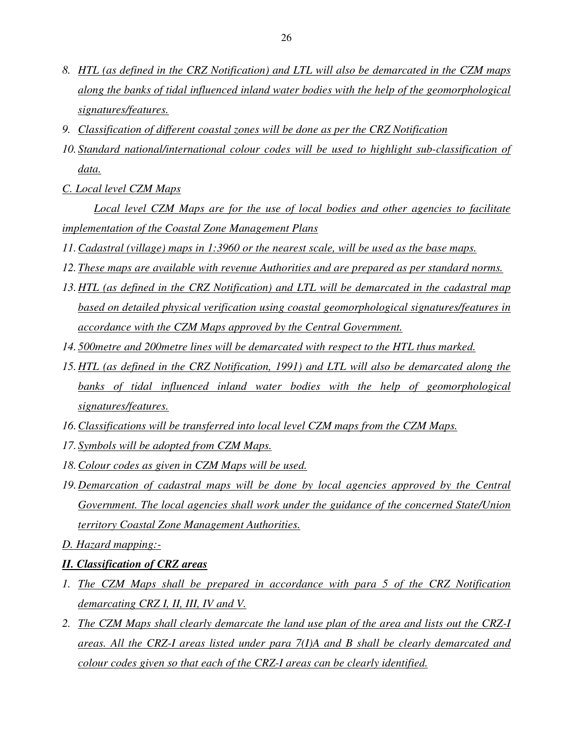8. *HTL (as defined in the CRZ Notification) and LTL will also be demarcated in the CZM maps along the banks of tidal influenced inland water bodies with the help of the geomorphological signatures/features.*
9. *Classification of different coastal zones will be done as per the CRZ Notification*
10. *Standard national/international colour codes will be used to highlight sub-classification of data.*

*C. Local level CZM Maps*

*Local level CZM Maps are for the use of local bodies and other agencies to facilitate implementation of the Coastal Zone Management Plans*

11. *Cadastral (village) maps in 1:3960 or the nearest scale, will be used as the base maps.*
12. *These maps are available with revenue Authorities and are prepared as per standard norms.*
13. *HTL (as defined in the CRZ Notification) and LTL will be demarcated in the cadastral map based on detailed physical verification using coastal geomorphological signatures/features in accordance with the CZM Maps approved by the Central Government.*
14. *500metre and 200metre lines will be demarcated with respect to the HTL thus marked.*
15. *HTL (as defined in the CRZ Notification, 1991) and LTL will also be demarcated along the banks of tidal influenced inland water bodies with the help of geomorphological signatures/features.*
16. *Classifications will be transferred into local level CZM maps from the CZM Maps.*
17. *Symbols will be adopted from CZM Maps.*
18. *Colour codes as given in CZM Maps will be used.*
19. *Demarcation of cadastral maps will be done by local agencies approved by the Central Government. The local agencies shall work under the guidance of the concerned State/Union territory Coastal Zone Management Authorities.*

*D. Hazard mapping:-*

***II. Classification of CRZ areas***

1. *The CZM Maps shall be prepared in accordance with para 5 of the CRZ Notification demarcating CRZ I, II, III, IV and V.*
2. *The CZM Maps shall clearly demarcate the land use plan of the area and lists out the CRZ-I areas. All the CRZ-I areas listed under para 7(I)A and B shall be clearly demarcated and colour codes given so that each of the CRZ-I areas can be clearly identified.*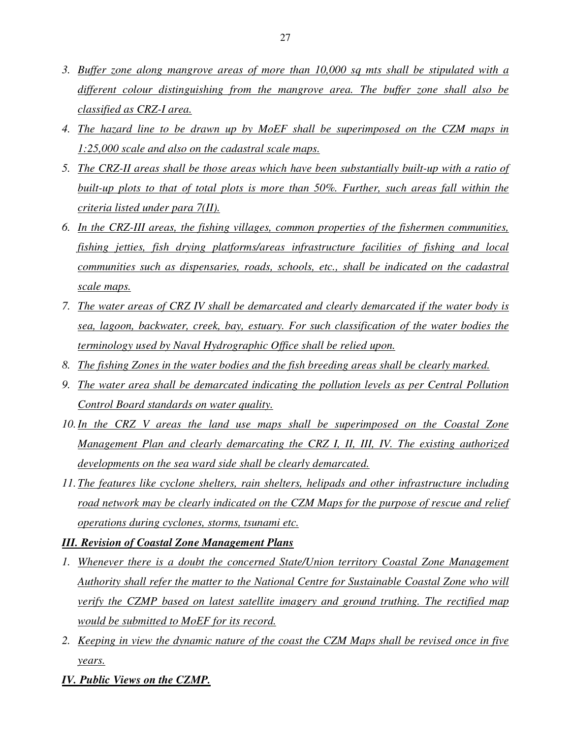3. *Buffer zone along mangrove areas of more than 10,000 sq mts shall be stipulated with a different colour distinguishing from the mangrove area. The buffer zone shall also be classified as CRZ-I area.*
4. *The hazard line to be drawn up by MoEF shall be superimposed on the CZM maps in 1:25,000 scale and also on the cadastral scale maps.*
5. *The CRZ-II areas shall be those areas which have been substantially built-up with a ratio of built-up plots to that of total plots is more than 50%. Further, such areas fall within the criteria listed under para 7(II).*
6. *In the CRZ-III areas, the fishing villages, common properties of the fishermen communities, fishing jetties, fish drying platforms/areas infrastructure facilities of fishing and local communities such as dispensaries, roads, schools, etc., shall be indicated on the cadastral scale maps.*
7. *The water areas of CRZ IV shall be demarcated and clearly demarcated if the water body is sea, lagoon, backwater, creek, bay, estuary. For such classification of the water bodies the terminology used by Naval Hydrographic Office shall be relied upon.*
8. *The fishing Zones in the water bodies and the fish breeding areas shall be clearly marked.*
9. *The water area shall be demarcated indicating the pollution levels as per Central Pollution Control Board standards on water quality.*
10. *In the CRZ V areas the land use maps shall be superimposed on the Coastal Zone Management Plan and clearly demarcating the CRZ I, II, III, IV. The existing authorized developments on the sea ward side shall be clearly demarcated.*
11. *The features like cyclone shelters, rain shelters, helipads and other infrastructure including road network may be clearly indicated on the CZM Maps for the purpose of rescue and relief operations during cyclones, storms, tsunami etc.*

***III. Revision of Coastal Zone Management Plans***

1. *Whenever there is a doubt the concerned State/Union territory Coastal Zone Management Authority shall refer the matter to the National Centre for Sustainable Coastal Zone who will verify the CZMP based on latest satellite imagery and ground truthing. The rectified map would be submitted to MoEF for its record.*
2. *Keeping in view the dynamic nature of the coast the CZM Maps shall be revised once in five years.*

***IV. Public Views on the CZMP.***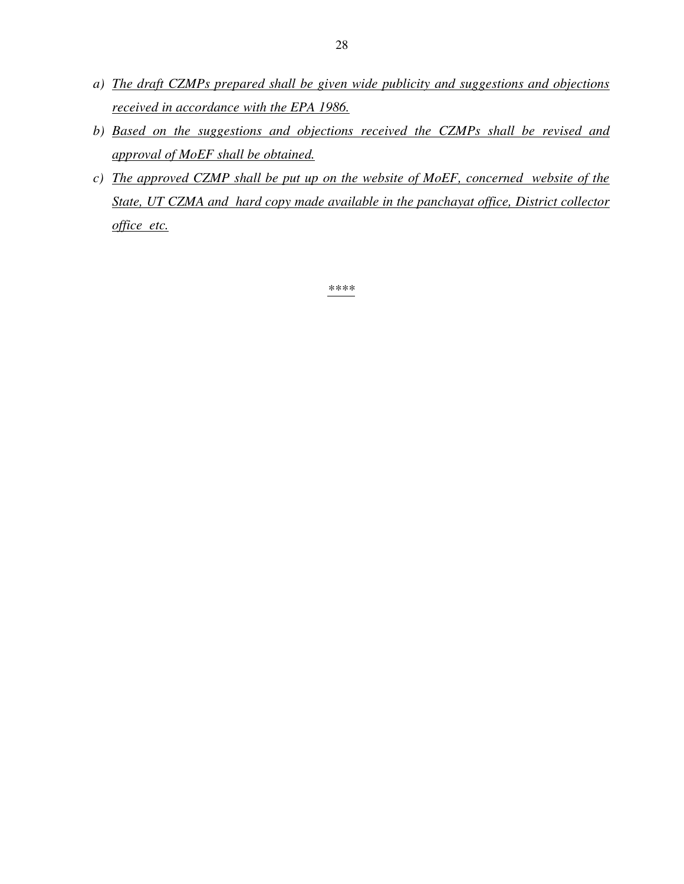a) *<u>The draft CZMPs prepared shall be given wide publicity and suggestions and objections received in accordance with the EPA 1986.</u>*

b) *<u>Based on the suggestions and objections received the CZMPs shall be revised and approval of MoEF shall be obtained.</u>*

c) *<u>The approved CZMP shall be put up on the website of MoEF, concerned website of the State, UT CZMA and hard copy made available in the panchayat office, District collector office etc.</u>*

****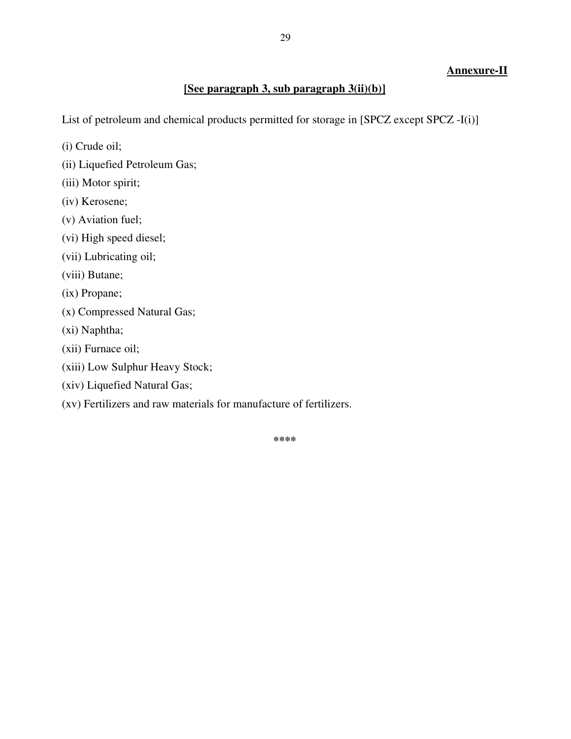**Annexure-II**

**[See paragraph 3, sub paragraph 3(ii)(b)]**

List of petroleum and chemical products permitted for storage in [SPCZ except SPCZ -I(i)]

(i) Crude oil;

(ii) Liquefied Petroleum Gas;

(iii) Motor spirit;

(iv) Kerosene;

(v) Aviation fuel;

(vi) High speed diesel;

(vii) Lubricating oil;

(viii) Butane;

(ix) Propane;

(x) Compressed Natural Gas;

(xi) Naphtha;

(xii) Furnace oil;

(xiii) Low Sulphur Heavy Stock;

(xiv) Liquefied Natural Gas;

(xv) Fertilizers and raw materials for manufacture of fertilizers.

****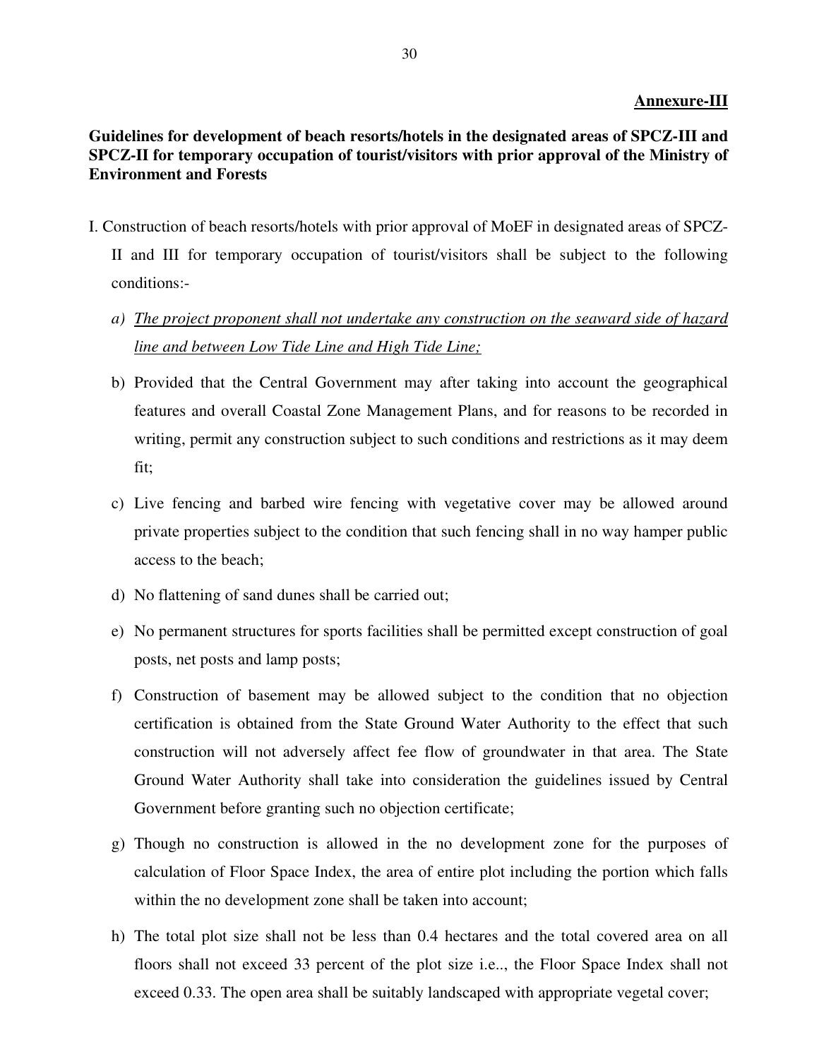**Annexure-III**

**Guidelines for development of beach resorts/hotels in the designated areas of SPCZ-III and SPCZ-II for temporary occupation of tourist/visitors with prior approval of the Ministry of Environment and Forests**

I. Construction of beach resorts/hotels with prior approval of MoEF in designated areas of SPCZ-II and III for temporary occupation of tourist/visitors shall be subject to the following conditions:-

a) *The project proponent shall not undertake any construction on the seaward side of hazard line and between Low Tide Line and High Tide Line;*

b) Provided that the Central Government may after taking into account the geographical features and overall Coastal Zone Management Plans, and for reasons to be recorded in writing, permit any construction subject to such conditions and restrictions as it may deem fit;

c) Live fencing and barbed wire fencing with vegetative cover may be allowed around private properties subject to the condition that such fencing shall in no way hamper public access to the beach;

d) No flattening of sand dunes shall be carried out;

e) No permanent structures for sports facilities shall be permitted except construction of goal posts, net posts and lamp posts;

f) Construction of basement may be allowed subject to the condition that no objection certification is obtained from the State Ground Water Authority to the effect that such construction will not adversely affect fee flow of groundwater in that area. The State Ground Water Authority shall take into consideration the guidelines issued by Central Government before granting such no objection certificate;

g) Though no construction is allowed in the no development zone for the purposes of calculation of Floor Space Index, the area of entire plot including the portion which falls within the no development zone shall be taken into account;

h) The total plot size shall not be less than 0.4 hectares and the total covered area on all floors shall not exceed 33 percent of the plot size i.e.., the Floor Space Index shall not exceed 0.33. The open area shall be suitably landscaped with appropriate vegetal cover;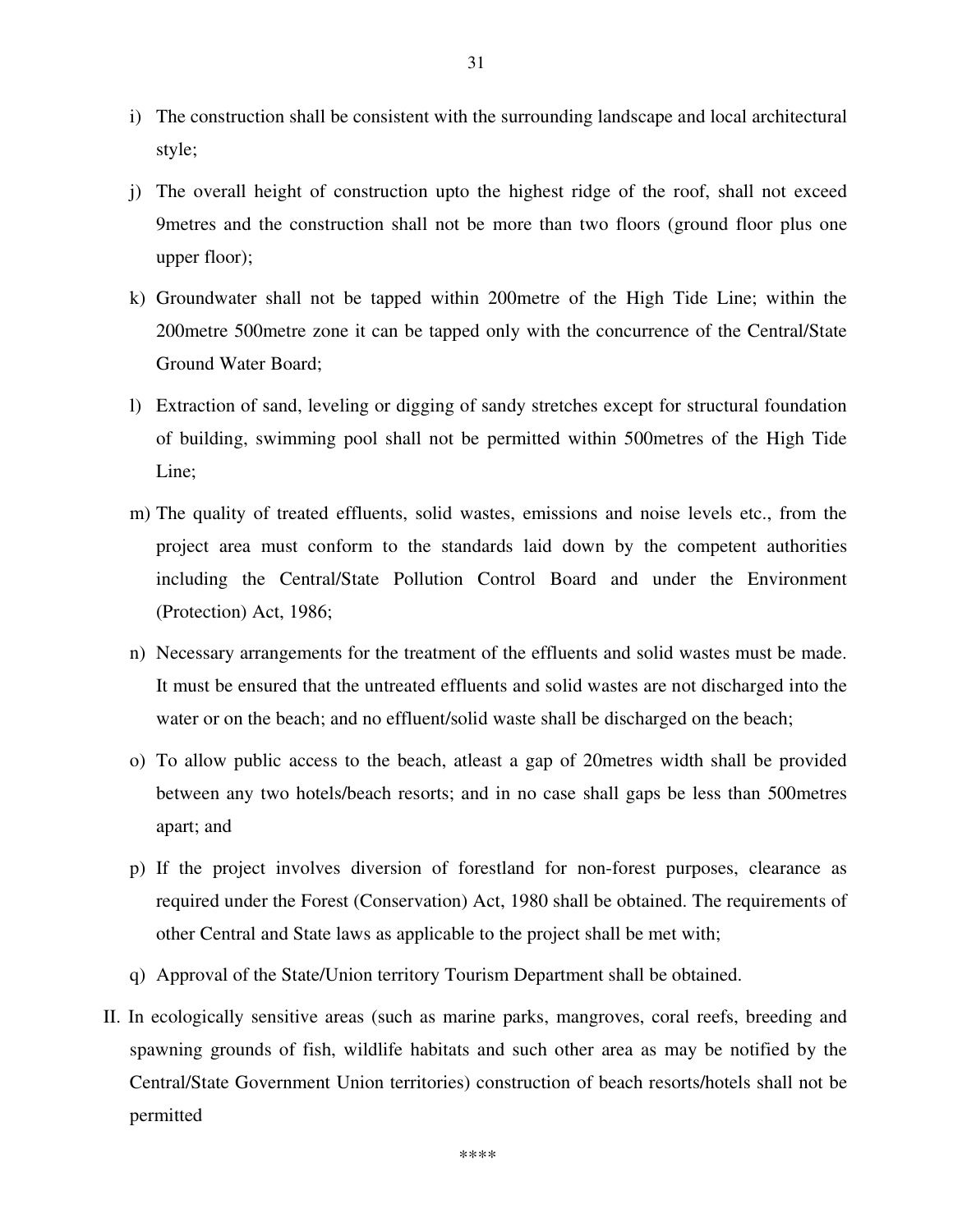i) The construction shall be consistent with the surrounding landscape and local architectural style;

j) The overall height of construction upto the highest ridge of the roof, shall not exceed 9metres and the construction shall not be more than two floors (ground floor plus one upper floor);

k) Groundwater shall not be tapped within 200metre of the High Tide Line; within the 200metre 500metre zone it can be tapped only with the concurrence of the Central/State Ground Water Board;

l) Extraction of sand, leveling or digging of sandy stretches except for structural foundation of building, swimming pool shall not be permitted within 500metres of the High Tide Line;

m) The quality of treated effluents, solid wastes, emissions and noise levels etc., from the project area must conform to the standards laid down by the competent authorities including the Central/State Pollution Control Board and under the Environment (Protection) Act, 1986;

n) Necessary arrangements for the treatment of the effluents and solid wastes must be made. It must be ensured that the untreated effluents and solid wastes are not discharged into the water or on the beach; and no effluent/solid waste shall be discharged on the beach;

o) To allow public access to the beach, atleast a gap of 20metres width shall be provided between any two hotels/beach resorts; and in no case shall gaps be less than 500metres apart; and

p) If the project involves diversion of forestland for non-forest purposes, clearance as required under the Forest (Conservation) Act, 1980 shall be obtained. The requirements of other Central and State laws as applicable to the project shall be met with;

q) Approval of the State/Union territory Tourism Department shall be obtained.

II. In ecologically sensitive areas (such as marine parks, mangroves, coral reefs, breeding and spawning grounds of fish, wildlife habitats and such other area as may be notified by the Central/State Government Union territories) construction of beach resorts/hotels shall not be permitted

****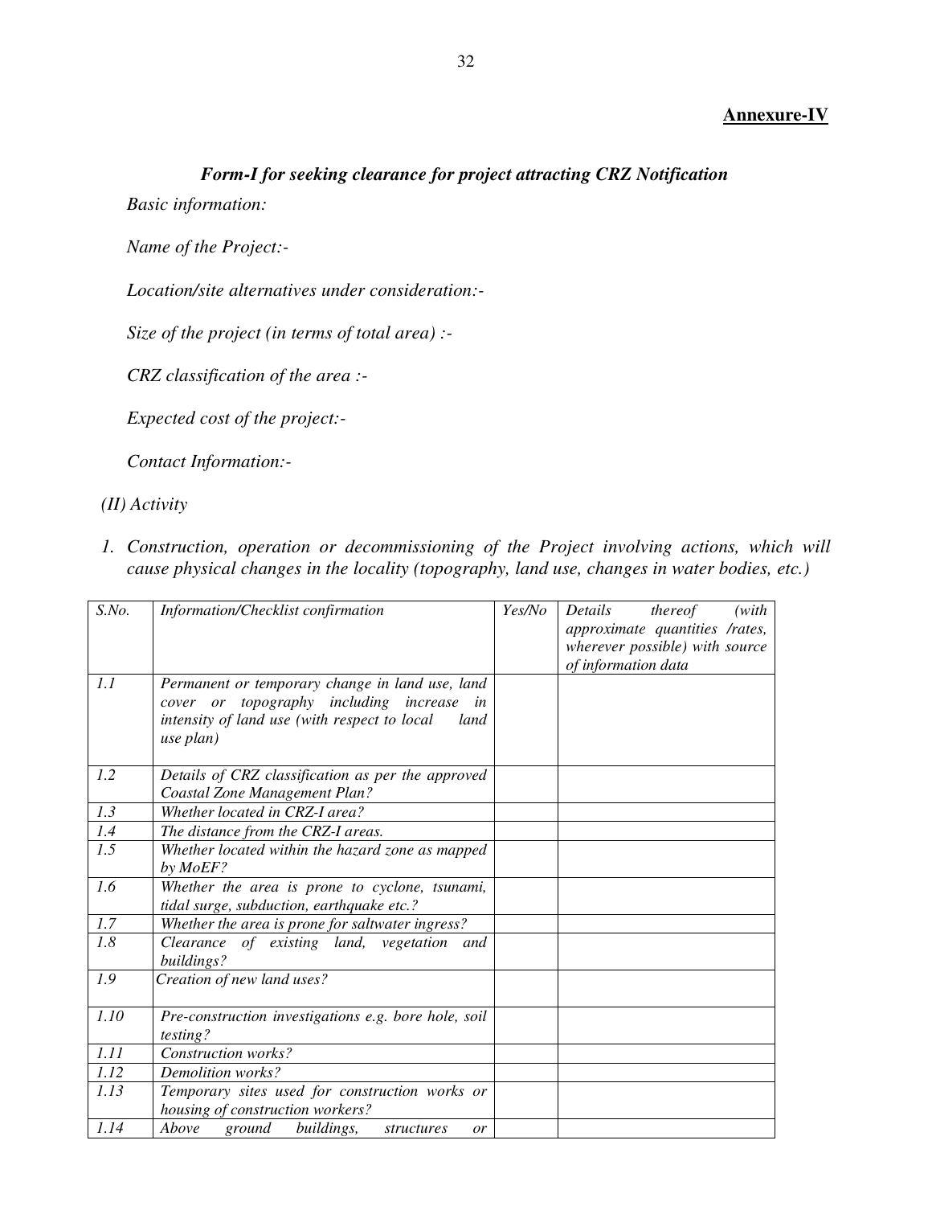**Annexure-IV**

## *Form-I for seeking clearance for project attracting CRZ Notification*

*Basic information:*

*Name of the Project:-*

*Location/site alternatives under consideration:-*

*Size of the project (in terms of total area) :-*

*CRZ classification of the area :-*

*Expected cost of the project:-*

*Contact Information:-*

*(II) Activity*

1. *Construction, operation or decommissioning of the Project involving actions, which will cause physical changes in the locality (topography, land use, changes in water bodies, etc.)*

| *S.No.* | *Information/Checklist confirmation* | *Yes/No* | *Details thereof (with approximate quantities /rates, wherever possible) with source of information data* |
|---|---|---|---|
| *1.1* | *Permanent or temporary change in land use, land cover or topography including increase in intensity of land use (with respect to local land use plan)* | | |
| *1.2* | *Details of CRZ classification as per the approved Coastal Zone Management Plan?* | | |
| *1.3* | *Whether located in CRZ-I area?* | | |
| *1.4* | *The distance from the CRZ-I areas.* | | |
| *1.5* | *Whether located within the hazard zone as mapped by MoEF?* | | |
| *1.6* | *Whether the area is prone to cyclone, tsunami, tidal surge, subduction, earthquake etc.?* | | |
| *1.7* | *Whether the area is prone for saltwater ingress?* | | |
| *1.8* | *Clearance of existing land, vegetation and buildings?* | | |
| *1.9* | *Creation of new land uses?* | | |
| *1.10* | *Pre-construction investigations e.g. bore hole, soil testing?* | | |
| *1.11* | *Construction works?* | | |
| *1.12* | *Demolition works?* | | |
| *1.13* | *Temporary sites used for construction works or housing of construction workers?* | | |
| *1.14* | *Above ground buildings, structures or* | | |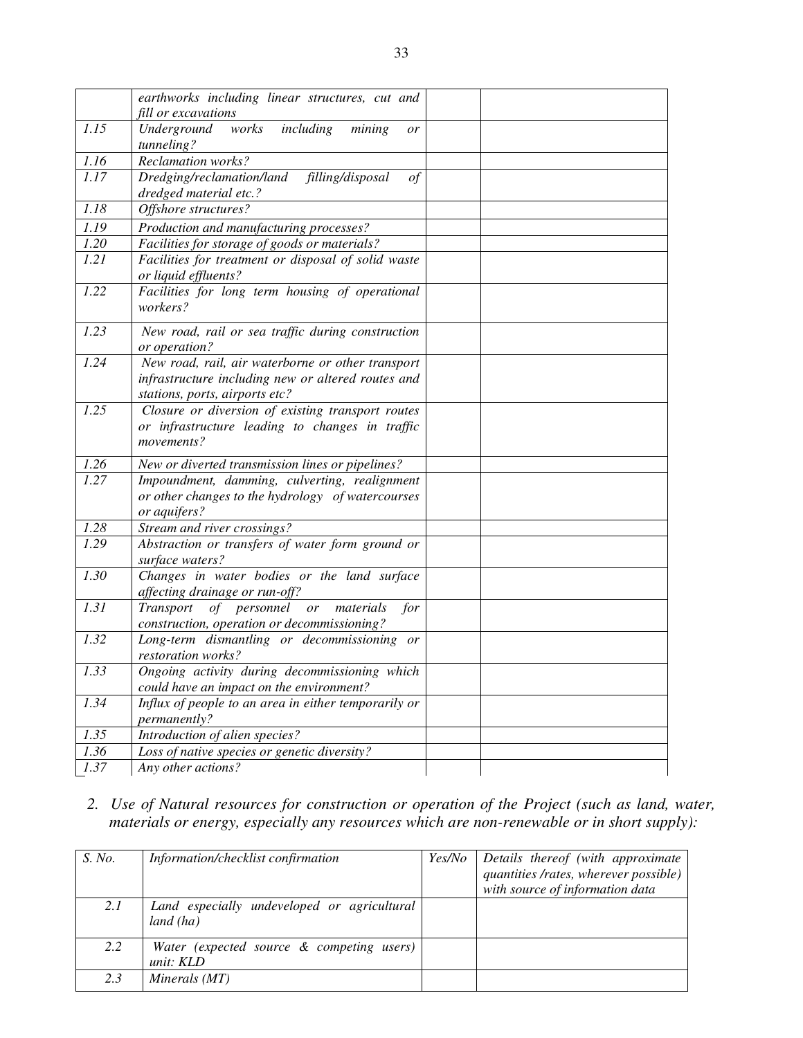| | | | |
|---|---|---|---|
| | *earthworks including linear structures, cut and fill or excavations* | | |
| *1.15* | *Underground works including mining or tunneling?* | | |
| *1.16* | *Reclamation works?* | | |
| *1.17* | *Dredging/reclamation/land filling/disposal of dredged material etc.?* | | |
| *1.18* | *Offshore structures?* | | |
| *1.19* | *Production and manufacturing processes?* | | |
| *1.20* | *Facilities for storage of goods or materials?* | | |
| *1.21* | *Facilities for treatment or disposal of solid waste or liquid effluents?* | | |
| *1.22* | *Facilities for long term housing of operational workers?* | | |
| *1.23* | *New road, rail or sea traffic during construction or operation?* | | |
| *1.24* | *New road, rail, air waterborne or other transport infrastructure including new or altered routes and stations, ports, airports etc?* | | |
| *1.25* | *Closure or diversion of existing transport routes or infrastructure leading to changes in traffic movements?* | | |
| *1.26* | *New or diverted transmission lines or pipelines?* | | |
| *1.27* | *Impoundment, damming, culverting, realignment or other changes to the hydrology of watercourses or aquifers?* | | |
| *1.28* | *Stream and river crossings?* | | |
| *1.29* | *Abstraction or transfers of water form ground or surface waters?* | | |
| *1.30* | *Changes in water bodies or the land surface affecting drainage or run-off?* | | |
| *1.31* | *Transport of personnel or materials for construction, operation or decommissioning?* | | |
| *1.32* | *Long-term dismantling or decommissioning or restoration works?* | | |
| *1.33* | *Ongoing activity during decommissioning which could have an impact on the environment?* | | |
| *1.34* | *Influx of people to an area in either temporarily or permanently?* | | |
| *1.35* | *Introduction of alien species?* | | |
| *1.36* | *Loss of native species or genetic diversity?* | | |
| *1.37* | *Any other actions?* | | |

*2. Use of Natural resources for construction or operation of the Project (such as land, water, materials or energy, especially any resources which are non-renewable or in short supply):*

| *S. No.* | *Information/checklist confirmation* | *Yes/No* | *Details thereof (with approximate quantities /rates, wherever possible) with source of information data* |
|---|---|---|---|
| *2.1* | *Land especially undeveloped or agricultural land (ha)* | | |
| *2.2* | *Water (expected source & competing users) unit: KLD* | | |
| *2.3* | *Minerals (MT)* | | |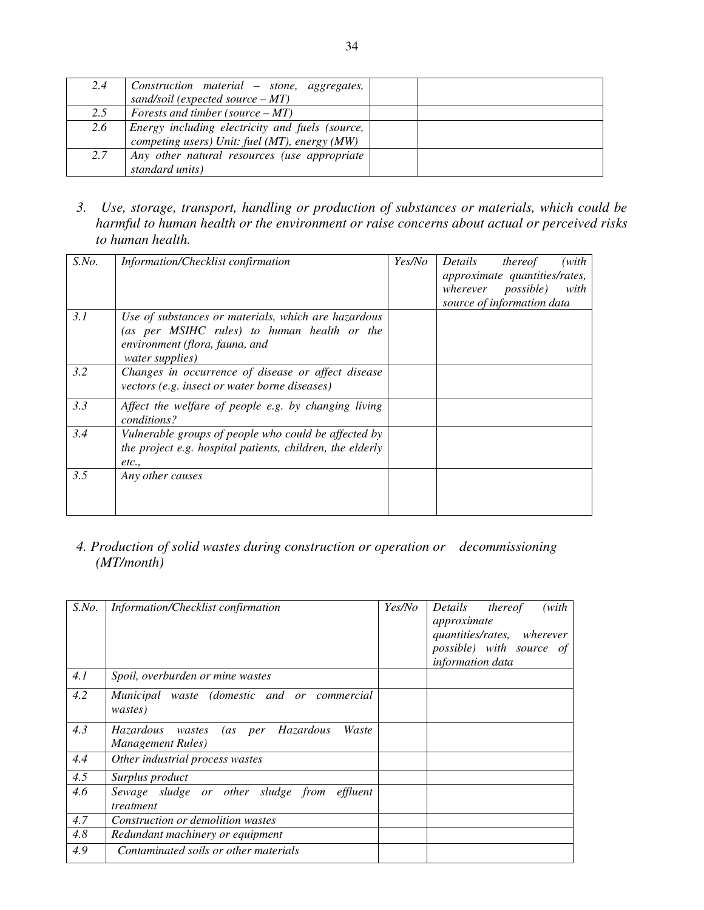| 2.4 | *Construction material – stone, aggregates, sand/soil (expected source – MT)* | | |
|---|---|---|---|
| 2.5 | *Forests and timber (source – MT)* | | |
| 2.6 | *Energy including electricity and fuels (source, competing users) Unit: fuel (MT), energy (MW)* | | |
| 2.7 | *Any other natural resources (use appropriate standard units)* | | |

*3. Use, storage, transport, handling or production of substances or materials, which could be harmful to human health or the environment or raise concerns about actual or perceived risks to human health.*

| *S.No.* | *Information/Checklist confirmation* | *Yes/No* | *Details thereof (with approximate quantities/rates, wherever possible) with source of information data* |
|---|---|---|---|
| *3.1* | *Use of substances or materials, which are hazardous (as per MSIHC rules) to human health or the environment (flora, fauna, and water supplies)* | | |
| *3.2* | *Changes in occurrence of disease or affect disease vectors (e.g. insect or water borne diseases)* | | |
| *3.3* | *Affect the welfare of people e.g. by changing living conditions?* | | |
| *3.4* | *Vulnerable groups of people who could be affected by the project e.g. hospital patients, children, the elderly etc.,* | | |
| *3.5* | *Any other causes* | | |

*4. Production of solid wastes during construction or operation or decommissioning (MT/month)*

| *S.No.* | *Information/Checklist confirmation* | *Yes/No* | *Details thereof (with approximate quantities/rates, wherever possible) with source of information data* |
|---|---|---|---|
| *4.1* | *Spoil, overburden or mine wastes* | | |
| *4.2* | *Municipal waste (domestic and or commercial wastes)* | | |
| *4.3* | *Hazardous wastes (as per Hazardous Waste Management Rules)* | | |
| *4.4* | *Other industrial process wastes* | | |
| *4.5* | *Surplus product* | | |
| *4.6* | *Sewage sludge or other sludge from effluent treatment* | | |
| *4.7* | *Construction or demolition wastes* | | |
| *4.8* | *Redundant machinery or equipment* | | |
| *4.9* | *Contaminated soils or other materials* | | |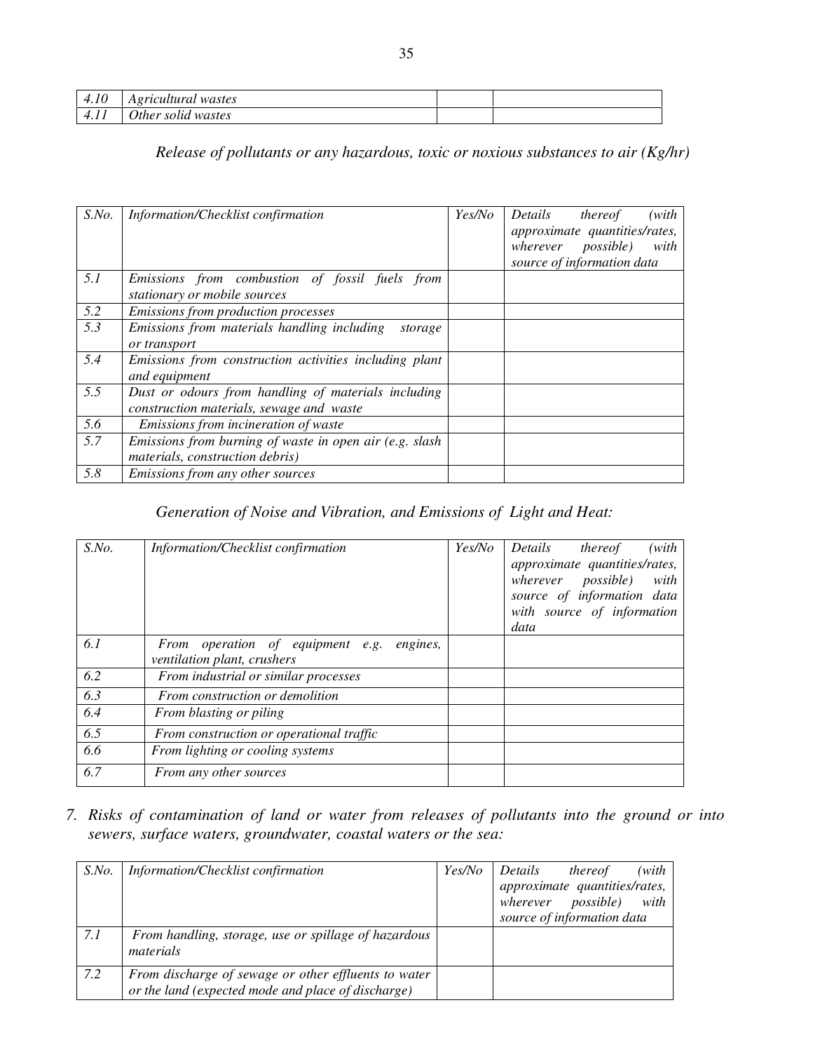| 4.10 | *Agricultural wastes* | | |
|---|---|---|---|
| 4.11 | *Other solid wastes* | | |

*Release of pollutants or any hazardous, toxic or noxious substances to air (Kg/hr)*

| S.No. | Information/Checklist confirmation | Yes/No | Details thereof (with approximate quantities/rates, wherever possible) with source of information data |
|---|---|---|---|
| 5.1 | *Emissions from combustion of fossil fuels from stationary or mobile sources* | | |
| 5.2 | *Emissions from production processes* | | |
| 5.3 | *Emissions from materials handling including storage or transport* | | |
| 5.4 | *Emissions from construction activities including plant and equipment* | | |
| 5.5 | *Dust or odours from handling of materials including construction materials, sewage and waste* | | |
| 5.6 | *Emissions from incineration of waste* | | |
| 5.7 | *Emissions from burning of waste in open air (e.g. slash materials, construction debris)* | | |
| 5.8 | *Emissions from any other sources* | | |

*Generation of Noise and Vibration, and Emissions of Light and Heat:*

| S.No. | Information/Checklist confirmation | Yes/No | Details thereof (with approximate quantities/rates, wherever possible) with source of information data with source of information data |
|---|---|---|---|
| 6.1 | *From operation of equipment e.g. engines, ventilation plant, crushers* | | |
| 6.2 | *From industrial or similar processes* | | |
| 6.3 | *From construction or demolition* | | |
| 6.4 | *From blasting or piling* | | |
| 6.5 | *From construction or operational traffic* | | |
| 6.6 | *From lighting or cooling systems* | | |
| 6.7 | *From any other sources* | | |

*7. Risks of contamination of land or water from releases of pollutants into the ground or into sewers, surface waters, groundwater, coastal waters or the sea:*

| S.No. | Information/Checklist confirmation | Yes/No | Details thereof (with approximate quantities/rates, wherever possible) with source of information data |
|---|---|---|---|
| 7.1 | *From handling, storage, use or spillage of hazardous materials* | | |
| 7.2 | *From discharge of sewage or other effluents to water or the land (expected mode and place of discharge)* | | |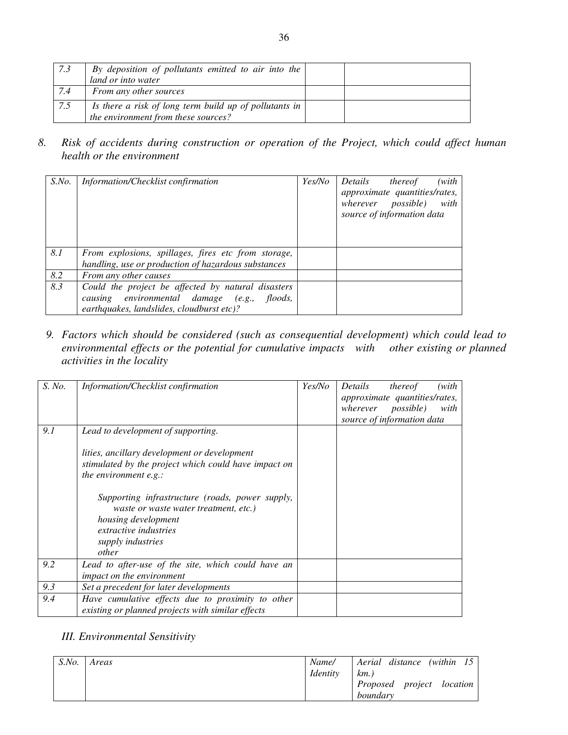| 7.3 | *By deposition of pollutants emitted to air into the land or into water* | | |
|---|---|---|---|
| 7.4 | *From any other sources* | | |
| 7.5 | *Is there a risk of long term build up of pollutants in the environment from these sources?* | | |

*8. Risk of accidents during construction or operation of the Project, which could affect human health or the environment*

| *S.No.* | *Information/Checklist confirmation* | *Yes/No* | *Details thereof (with approximate quantities/rates, wherever possible) with source of information data* |
|---|---|---|---|
| *8.1* | *From explosions, spillages, fires etc from storage, handling, use or production of hazardous substances* | | |
| *8.2* | *From any other causes* | | |
| *8.3* | *Could the project be affected by natural disasters causing environmental damage (e.g., floods, earthquakes, landslides, cloudburst etc)?* | | |

*9. Factors which should be considered (such as consequential development) which could lead to environmental effects or the potential for cumulative impacts with other existing or planned activities in the locality*

| *S. No.* | *Information/Checklist confirmation* | *Yes/No* | *Details thereof (with approximate quantities/rates, wherever possible) with source of information data* |
|---|---|---|---|
| *9.1* | *Lead to development of supporting.* <br><br> *lities, ancillary development or development stimulated by the project which could have impact on the environment e.g.:* <br><br> *Supporting infrastructure (roads, power supply, waste or waste water treatment, etc.)* <br> *housing development* <br> *extractive industries* <br> *supply industries* <br> *other* | | |
| *9.2* | *Lead to after-use of the site, which could have an impact on the environment* | | |
| *9.3* | *Set a precedent for later developments* | | |
| *9.4* | *Have cumulative effects due to proximity to other existing or planned projects with similar effects* | | |

## *III. Environmental Sensitivity*

| *S.No.* | *Areas* | *Name/ Identity* | *Aerial distance (within 15 km.) Proposed project location boundary* |
|---|---|---|---|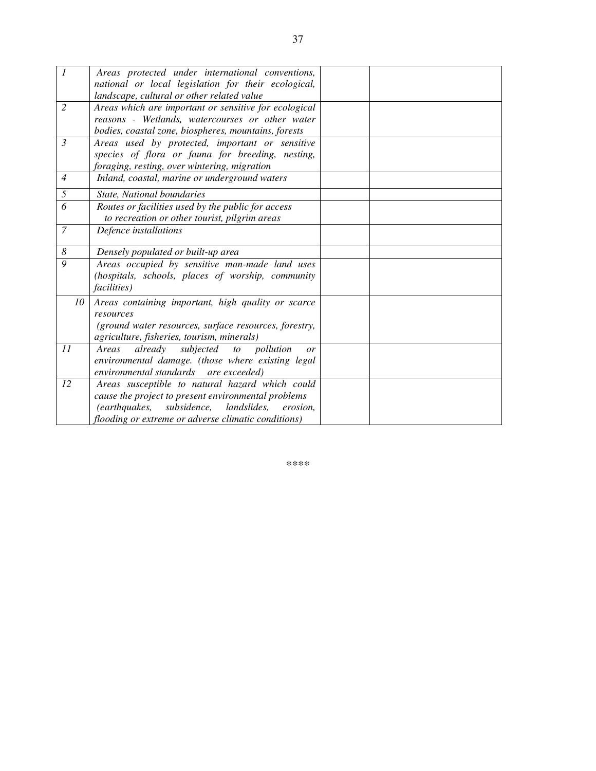| | | | |
|---|---|---|---|
| *1* | *Areas protected under international conventions, national or local legislation for their ecological, landscape, cultural or other related value* | | |
| *2* | *Areas which are important or sensitive for ecological reasons - Wetlands, watercourses or other water bodies, coastal zone, biospheres, mountains, forests* | | |
| *3* | *Areas used by protected, important or sensitive species of flora or fauna for breeding, nesting, foraging, resting, over wintering, migration* | | |
| *4* | *Inland, coastal, marine or underground waters* | | |
| *5* | *State, National boundaries* | | |
| *6* | *Routes or facilities used by the public for access to recreation or other tourist, pilgrim areas* | | |
| *7* | *Defence installations* | | |
| *8* | *Densely populated or built-up area* | | |
| *9* | *Areas occupied by sensitive man-made land uses (hospitals, schools, places of worship, community facilities)* | | |
| *10* | *Areas containing important, high quality or scarce resources (ground water resources, surface resources, forestry, agriculture, fisheries, tourism, minerals)* | | |
| *11* | *Areas already subjected to pollution or environmental damage. (those where existing legal environmental standards are exceeded)* | | |
| *12* | *Areas susceptible to natural hazard which could cause the project to present environmental problems (earthquakes, subsidence, landslides, erosion, flooding or extreme or adverse climatic conditions)* | | |

****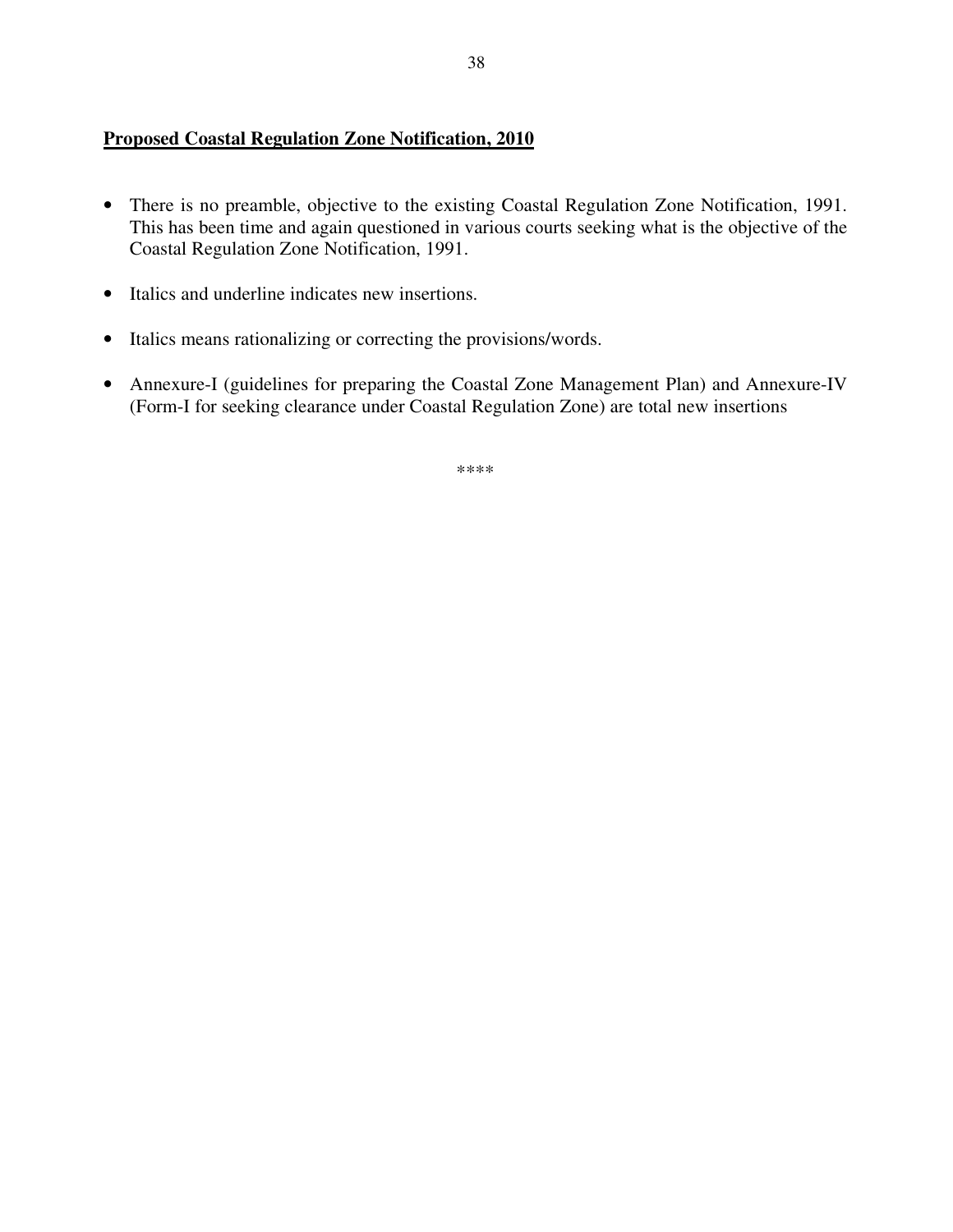**Proposed Coastal Regulation Zone Notification, 2010**

- There is no preamble, objective to the existing Coastal Regulation Zone Notification, 1991. This has been time and again questioned in various courts seeking what is the objective of the Coastal Regulation Zone Notification, 1991.

- Italics and underline indicates new insertions.

- Italics means rationalizing or correcting the provisions/words.

- Annexure-I (guidelines for preparing the Coastal Zone Management Plan) and Annexure-IV (Form-I for seeking clearance under Coastal Regulation Zone) are total new insertions

****